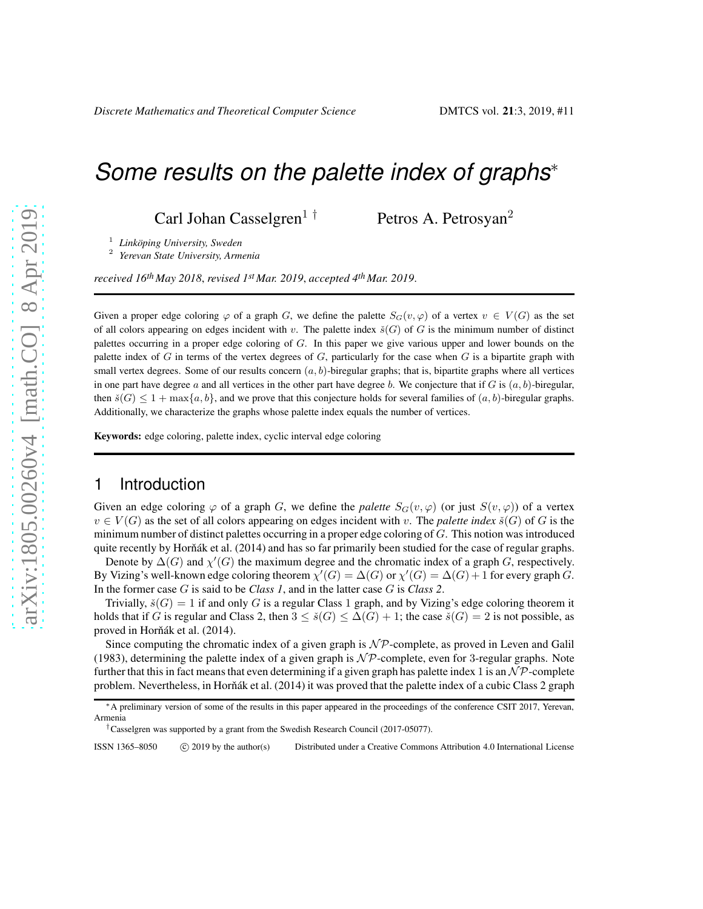# Some results on the palette index of graphs*

Carl Johan Casselgren[1] † Petros A. Petrosyan[2]

[1] *Linköping University, Sweden*
[2] *Yerevan State University, Armenia*

*received 16th May 2018, revised 1st Mar. 2019, accepted 4th Mar. 2019.*

---

Given a proper edge coloring $\varphi$ of a graph $G$, we define the palette $S_G(v, \varphi)$ of a vertex $v \in V(G)$ as the set of all colors appearing on edges incident with $v$. The palette index $\check{s}(G)$ of $G$ is the minimum number of distinct palettes occurring in a proper edge coloring of $G$. In this paper we give various upper and lower bounds on the palette index of $G$ in terms of the vertex degrees of $G$, particularly for the case when $G$ is a bipartite graph with small vertex degrees. Some of our results concern $(a, b)$-biregular graphs; that is, bipartite graphs where all vertices in one part have degree $a$ and all vertices in the other part have degree $b$. We conjecture that if $G$ is $(a, b)$-biregular, then $\check{s}(G) \leq 1 + \max\{a, b\}$, and we prove that this conjecture holds for several families of $(a, b)$-biregular graphs. Additionally, we characterize the graphs whose palette index equals the number of vertices.

**Keywords:** edge coloring, palette index, cyclic interval edge coloring

---

## 1 Introduction

Given an edge coloring $\varphi$ of a graph $G$, we define the *palette* $S_G(v, \varphi)$ (or just $S(v, \varphi)$) of a vertex $v \in V(G)$ as the set of all colors appearing on edges incident with $v$. The *palette index* $\check{s}(G)$ of $G$ is the minimum number of distinct palettes occurring in a proper edge coloring of $G$. This notion was introduced quite recently by Horňák et al. (2014) and has so far primarily been studied for the case of regular graphs.

Denote by $\Delta(G)$ and $\chi'(G)$ the maximum degree and the chromatic index of a graph $G$, respectively. By Vizing's well-known edge coloring theorem $\chi'(G) = \Delta(G)$ or $\chi'(G) = \Delta(G) + 1$ for every graph $G$. In the former case $G$ is said to be *Class 1*, and in the latter case $G$ is *Class 2*.

Trivially, $\check{s}(G) = 1$ if and only $G$ is a regular Class 1 graph, and by Vizing's edge coloring theorem it holds that if $G$ is regular and Class 2, then $3 \leq \check{s}(G) \leq \Delta(G) + 1$; the case $\check{s}(G) = 2$ is not possible, as proved in Horňák et al. (2014).

Since computing the chromatic index of a given graph is $\mathcal{NP}$-complete, as proved in Leven and Galil (1983), determining the palette index of a given graph is $\mathcal{NP}$-complete, even for 3-regular graphs. Note further that this in fact means that even determining if a given graph has palette index 1 is an $\mathcal{NP}$-complete problem. Nevertheless, in Horňák et al. (2014) it was proved that the palette index of a cubic Class 2 graph

---

*A preliminary version of some of the results in this paper appeared in the proceedings of the conference CSIT 2017, Yerevan, Armenia

†Casselgren was supported by a grant from the Swedish Research Council (2017-05077).

ISSN 1365–8050 © 2019 by the author(s) Distributed under a Creative Commons Attribution 4.0 International License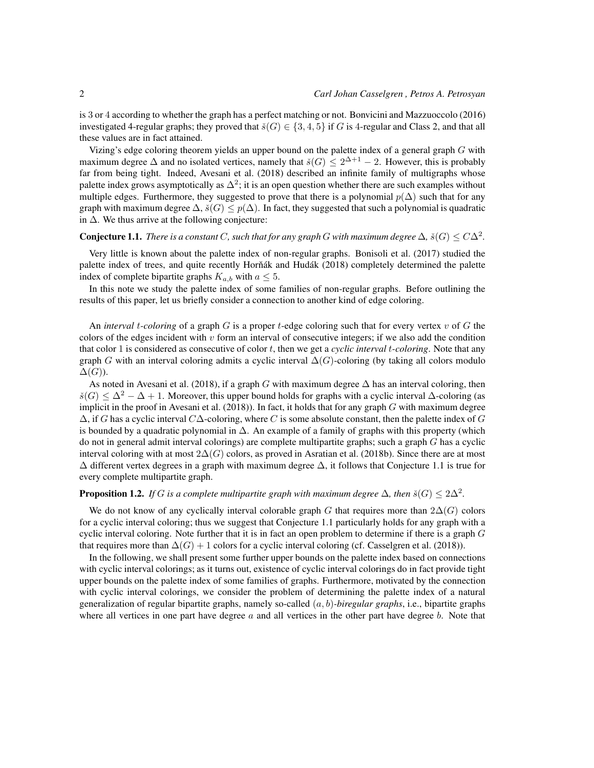is 3 or 4 according to whether the graph has a perfect matching or not. Bonvicini and Mazzuoccolo (2016) investigated 4-regular graphs; they proved that $\check{s}(G) \in \{3, 4, 5\}$ if $G$ is 4-regular and Class 2, and that all these values are in fact attained.

Vizing's edge coloring theorem yields an upper bound on the palette index of a general graph $G$ with maximum degree $\Delta$ and no isolated vertices, namely that $\check{s}(G) \leq 2^{\Delta+1} - 2$. However, this is probably far from being tight. Indeed, Avesani et al. (2018) described an infinite family of multigraphs whose palette index grows asymptotically as $\Delta^2$; it is an open question whether there are such examples without multiple edges. Furthermore, they suggested to prove that there is a polynomial $p(\Delta)$ such that for any graph with maximum degree $\Delta$, $\check{s}(G) \leq p(\Delta)$. In fact, they suggested that such a polynomial is quadratic in $\Delta$. We thus arrive at the following conjecture:

**Conjecture 1.1.** *There is a constant $C$, such that for any graph $G$ with maximum degree $\Delta$, $\check{s}(G) \leq C\Delta^2$.*

Very little is known about the palette index of non-regular graphs. Bonisoli et al. (2017) studied the palette index of trees, and quite recently Horňák and Hudák (2018) completely determined the palette index of complete bipartite graphs $K_{a,b}$ with $a \leq 5$.

In this note we study the palette index of some families of non-regular graphs. Before outlining the results of this paper, let us briefly consider a connection to another kind of edge coloring.

An *interval $t$-coloring* of a graph $G$ is a proper $t$-edge coloring such that for every vertex $v$ of $G$ the colors of the edges incident with $v$ form an interval of consecutive integers; if we also add the condition that color 1 is considered as consecutive of color $t$, then we get a *cyclic interval $t$-coloring*. Note that any graph $G$ with an interval coloring admits a cyclic interval $\Delta(G)$-coloring (by taking all colors modulo $\Delta(G)$).

As noted in Avesani et al. (2018), if a graph $G$ with maximum degree $\Delta$ has an interval coloring, then $\check{s}(G) \leq \Delta^2 - \Delta + 1$. Moreover, this upper bound holds for graphs with a cyclic interval $\Delta$-coloring (as implicit in the proof in Avesani et al. (2018)). In fact, it holds that for any graph $G$ with maximum degree $\Delta$, if $G$ has a cyclic interval $C\Delta$-coloring, where $C$ is some absolute constant, then the palette index of $G$ is bounded by a quadratic polynomial in $\Delta$. An example of a family of graphs with this property (which do not in general admit interval colorings) are complete multipartite graphs; such a graph $G$ has a cyclic interval coloring with at most $2\Delta(G)$ colors, as proved in Asratian et al. (2018b). Since there are at most $\Delta$ different vertex degrees in a graph with maximum degree $\Delta$, it follows that Conjecture 1.1 is true for every complete multipartite graph.

**Proposition 1.2.** *If $G$ is a complete multipartite graph with maximum degree $\Delta$, then $\check{s}(G) \leq 2\Delta^2$.*

We do not know of any cyclically interval colorable graph $G$ that requires more than $2\Delta(G)$ colors for a cyclic interval coloring; thus we suggest that Conjecture 1.1 particularly holds for any graph with a cyclic interval coloring. Note further that it is in fact an open problem to determine if there is a graph $G$ that requires more than $\Delta(G) + 1$ colors for a cyclic interval coloring (cf. Casselgren et al. (2018)).

In the following, we shall present some further upper bounds on the palette index based on connections with cyclic interval colorings; as it turns out, existence of cyclic interval colorings do in fact provide tight upper bounds on the palette index of some families of graphs. Furthermore, motivated by the connection with cyclic interval colorings, we consider the problem of determining the palette index of a natural generalization of regular bipartite graphs, namely so-called $(a, b)$-*biregular graphs*, i.e., bipartite graphs where all vertices in one part have degree $a$ and all vertices in the other part have degree $b$. Note that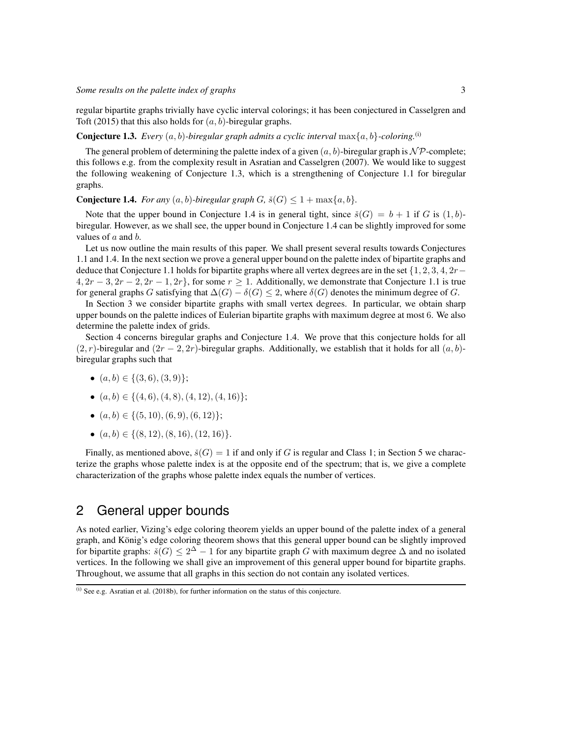regular bipartite graphs trivially have cyclic interval colorings; it has been conjectured in Casselgren and Toft (2015) that this also holds for $(a, b)$-biregular graphs.

**Conjecture 1.3.** *Every $(a, b)$-biregular graph admits a cyclic interval $\max\{a, b\}$-coloring.*[(i)]

The general problem of determining the palette index of a given $(a, b)$-biregular graph is $\mathcal{NP}$-complete; this follows e.g. from the complexity result in Asratian and Casselgren (2007). We would like to suggest the following weakening of Conjecture 1.3, which is a strengthening of Conjecture 1.1 for biregular graphs.

**Conjecture 1.4.** *For any $(a, b)$-biregular graph $G$, $\check{s}(G) \leq 1 + \max\{a, b\}$.*

Note that the upper bound in Conjecture 1.4 is in general tight, since $\check{s}(G) = b + 1$ if $G$ is $(1, b)$-biregular. However, as we shall see, the upper bound in Conjecture 1.4 can be slightly improved for some values of $a$ and $b$.

Let us now outline the main results of this paper. We shall present several results towards Conjectures 1.1 and 1.4. In the next section we prove a general upper bound on the palette index of bipartite graphs and deduce that Conjecture 1.1 holds for bipartite graphs where all vertex degrees are in the set $\{1, 2, 3, 4, 2r - 4, 2r - 3, 2r - 2, 2r - 1, 2r\}$, for some $r \geq 1$. Additionally, we demonstrate that Conjecture 1.1 is true for general graphs $G$ satisfying that $\Delta(G) - \delta(G) \leq 2$, where $\delta(G)$ denotes the minimum degree of $G$.

In Section 3 we consider bipartite graphs with small vertex degrees. In particular, we obtain sharp upper bounds on the palette indices of Eulerian bipartite graphs with maximum degree at most 6. We also determine the palette index of grids.

Section 4 concerns biregular graphs and Conjecture 1.4. We prove that this conjecture holds for all $(2, r)$-biregular and $(2r - 2, 2r)$-biregular graphs. Additionally, we establish that it holds for all $(a, b)$-biregular graphs such that

- $(a, b) \in \{(3, 6), (3, 9)\}$;
- $(a, b) \in \{(4, 6), (4, 8), (4, 12), (4, 16)\}$;
- $(a, b) \in \{(5, 10), (6, 9), (6, 12)\}$;
- $(a, b) \in \{(8, 12), (8, 16), (12, 16)\}$.

Finally, as mentioned above, $\check{s}(G) = 1$ if and only if $G$ is regular and Class 1; in Section 5 we characterize the graphs whose palette index is at the opposite end of the spectrum; that is, we give a complete characterization of the graphs whose palette index equals the number of vertices.

## 2 General upper bounds

As noted earlier, Vizing's edge coloring theorem yields an upper bound of the palette index of a general graph, and König's edge coloring theorem shows that this general upper bound can be slightly improved for bipartite graphs: $\check{s}(G) \leq 2^{\Delta} - 1$ for any bipartite graph $G$ with maximum degree $\Delta$ and no isolated vertices. In the following we shall give an improvement of this general upper bound for bipartite graphs. Throughout, we assume that all graphs in this section do not contain any isolated vertices.

---

(i) See e.g. Asratian et al. (2018b), for further information on the status of this conjecture.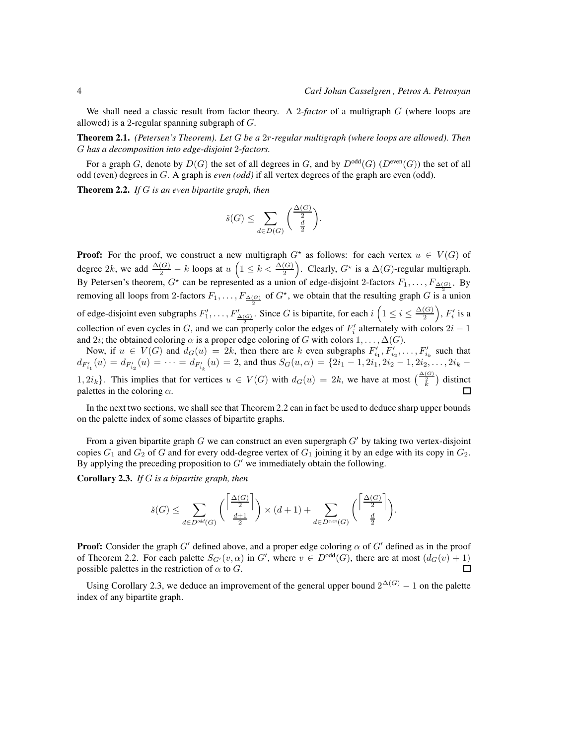We shall need a classic result from factor theory. A *2-factor* of a multigraph $G$ (where loops are allowed) is a 2-regular spanning subgraph of $G$.

**Theorem 2.1.** *(Petersen's Theorem). Let $G$ be a $2r$-regular multigraph (where loops are allowed). Then $G$ has a decomposition into edge-disjoint 2-factors.*

For a graph $G$, denote by $D(G)$ the set of all degrees in $G$, and by $D^{\text{odd}}(G)$ ($D^{\text{even}}(G)$) the set of all odd (even) degrees in $G$. A graph is *even (odd)* if all vertex degrees of the graph are even (odd).

**Theorem 2.2.** *If $G$ is an even bipartite graph, then*

$$\check{s}(G) \leq \sum_{d \in D(G)} \binom{\frac{\Delta(G)}{2}}{\frac{d}{2}}.$$

**Proof:** For the proof, we construct a new multigraph $G^\star$ as follows: for each vertex $u \in V(G)$ of degree $2k$, we add $\frac{\Delta(G)}{2} - k$ loops at $u$ $\left(1 \leq k < \frac{\Delta(G)}{2}\right)$. Clearly, $G^\star$ is a $\Delta(G)$-regular multigraph. By Petersen's theorem, $G^\star$ can be represented as a union of edge-disjoint 2-factors $F_1, \ldots, F_{\frac{\Delta(G)}{2}}$. By removing all loops from 2-factors $F_1, \ldots, F_{\frac{\Delta(G)}{2}}$ of $G^\star$, we obtain that the resulting graph $G$ is a union of edge-disjoint even subgraphs $F'_1, \ldots, F'_{\frac{\Delta(G)}{2}}$. Since $G$ is bipartite, for each $i$ $\left(1 \leq i \leq \frac{\Delta(G)}{2}\right)$, $F'_i$ is a collection of even cycles in $G$, and we can properly color the edges of $F'_i$ alternately with colors $2i-1$ and $2i$; the obtained coloring $\alpha$ is a proper edge coloring of $G$ with colors $1, \ldots, \Delta(G)$.

Now, if $u \in V(G)$ and $d_G(u) = 2k$, then there are $k$ even subgraphs $F'_{i_1}, F'_{i_2}, \ldots, F'_{i_k}$ such that $d_{F'_{i_1}}(u) = d_{F'_{i_2}}(u) = \cdots = d_{F'_{i_k}}(u) = 2$, and thus $S_G(u, \alpha) = \{2i_1 - 1, 2i_1, 2i_2 - 1, 2i_2, \ldots, 2i_k - 1, 2i_k\}$. This implies that for vertices $u \in V(G)$ with $d_G(u) = 2k$, we have at most $\binom{\frac{\Delta(G)}{2}}{k}$ distinct palettes in the coloring $\alpha$. $\square$

In the next two sections, we shall see that Theorem 2.2 can in fact be used to deduce sharp upper bounds on the palette index of some classes of bipartite graphs.

From a given bipartite graph $G$ we can construct an even supergraph $G'$ by taking two vertex-disjoint copies $G_1$ and $G_2$ of $G$ and for every odd-degree vertex of $G_1$ joining it by an edge with its copy in $G_2$. By applying the preceding proposition to $G'$ we immediately obtain the following.

**Corollary 2.3.** *If $G$ is a bipartite graph, then*

$$\check{s}(G) \leq \sum_{d \in D^{odd}(G)} \binom{\left\lceil \frac{\Delta(G)}{2} \right\rceil}{\frac{d+1}{2}} \times (d+1) + \sum_{d \in D^{even}(G)} \binom{\left\lceil \frac{\Delta(G)}{2} \right\rceil}{\frac{d}{2}}.$$

**Proof:** Consider the graph $G'$ defined above, and a proper edge coloring $\alpha$ of $G'$ defined as in the proof of Theorem 2.2. For each palette $S_{G'}(v, \alpha)$ in $G'$, where $v \in D^{\text{odd}}(G)$, there are at most $(d_G(v) + 1)$ possible palettes in the restriction of $\alpha$ to $G$. $\square$

Using Corollary 2.3, we deduce an improvement of the general upper bound $2^{\Delta(G)} - 1$ on the palette index of any bipartite graph.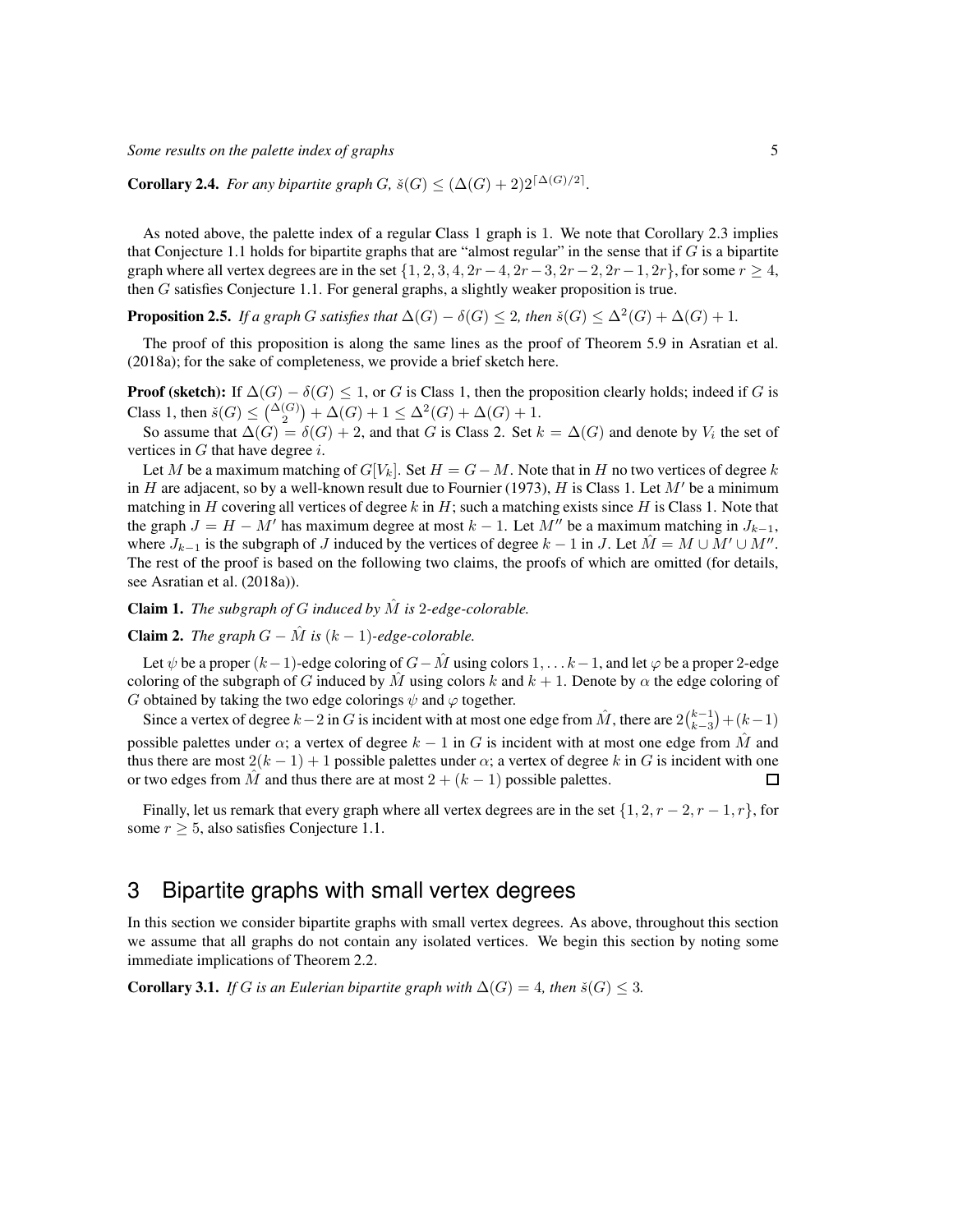**Corollary 2.4.** *For any bipartite graph $G$, $\check{s}(G) \leq (\Delta(G) + 2)2^{\lceil \Delta(G)/2 \rceil}$.*

As noted above, the palette index of a regular Class 1 graph is 1. We note that Corollary 2.3 implies that Conjecture 1.1 holds for bipartite graphs that are "almost regular" in the sense that if $G$ is a bipartite graph where all vertex degrees are in the set $\{1, 2, 3, 4, 2r-4, 2r-3, 2r-2, 2r-1, 2r\}$, for some $r \geq 4$, then $G$ satisfies Conjecture 1.1. For general graphs, a slightly weaker proposition is true.

**Proposition 2.5.** *If a graph $G$ satisfies that $\Delta(G) - \delta(G) \leq 2$, then $\check{s}(G) \leq \Delta^2(G) + \Delta(G) + 1$.*

The proof of this proposition is along the same lines as the proof of Theorem 5.9 in Asratian et al. (2018a); for the sake of completeness, we provide a brief sketch here.

**Proof (sketch):** If $\Delta(G) - \delta(G) \leq 1$, or $G$ is Class 1, then the proposition clearly holds; indeed if $G$ is Class 1, then $\check{s}(G) \leq \binom{\Delta(G)}{2} + \Delta(G) + 1 \leq \Delta^2(G) + \Delta(G) + 1$.

So assume that $\Delta(G) = \delta(G) + 2$, and that $G$ is Class 2. Set $k = \Delta(G)$ and denote by $V_i$ the set of vertices in $G$ that have degree $i$.

Let $M$ be a maximum matching of $G[V_k]$. Set $H = G - M$. Note that in $H$ no two vertices of degree $k$ in $H$ are adjacent, so by a well-known result due to Fournier (1973), $H$ is Class 1. Let $M'$ be a minimum matching in $H$ covering all vertices of degree $k$ in $H$; such a matching exists since $H$ is Class 1. Note that the graph $J = H - M'$ has maximum degree at most $k - 1$. Let $M''$ be a maximum matching in $J_{k-1}$, where $J_{k-1}$ is the subgraph of $J$ induced by the vertices of degree $k - 1$ in $J$. Let $\hat{M} = M \cup M' \cup M''$. The rest of the proof is based on the following two claims, the proofs of which are omitted (for details, see Asratian et al. (2018a)).

**Claim 1.** *The subgraph of $G$ induced by $\hat{M}$ is 2-edge-colorable.*

**Claim 2.** *The graph $G - \hat{M}$ is $(k-1)$-edge-colorable.*

Let $\psi$ be a proper $(k-1)$-edge coloring of $G - \hat{M}$ using colors $1, \ldots k-1$, and let $\varphi$ be a proper 2-edge coloring of the subgraph of $G$ induced by $\hat{M}$ using colors $k$ and $k+1$. Denote by $\alpha$ the edge coloring of $G$ obtained by taking the two edge colorings $\psi$ and $\varphi$ together.

Since a vertex of degree $k-2$ in $G$ is incident with at most one edge from $\hat{M}$, there are $2\binom{k-1}{k-3} + (k-1)$ possible palettes under $\alpha$; a vertex of degree $k-1$ in $G$ is incident with at most one edge from $\hat{M}$ and thus there are most $2(k-1)+1$ possible palettes under $\alpha$; a vertex of degree $k$ in $G$ is incident with one or two edges from $\hat{M}$ and thus there are at most $2 + (k-1)$ possible palettes. □

Finally, let us remark that every graph where all vertex degrees are in the set $\{1, 2, r-2, r-1, r\}$, for some $r \geq 5$, also satisfies Conjecture 1.1.

## 3 Bipartite graphs with small vertex degrees

In this section we consider bipartite graphs with small vertex degrees. As above, throughout this section we assume that all graphs do not contain any isolated vertices. We begin this section by noting some immediate implications of Theorem 2.2.

**Corollary 3.1.** *If $G$ is an Eulerian bipartite graph with $\Delta(G) = 4$, then $\check{s}(G) \leq 3$.*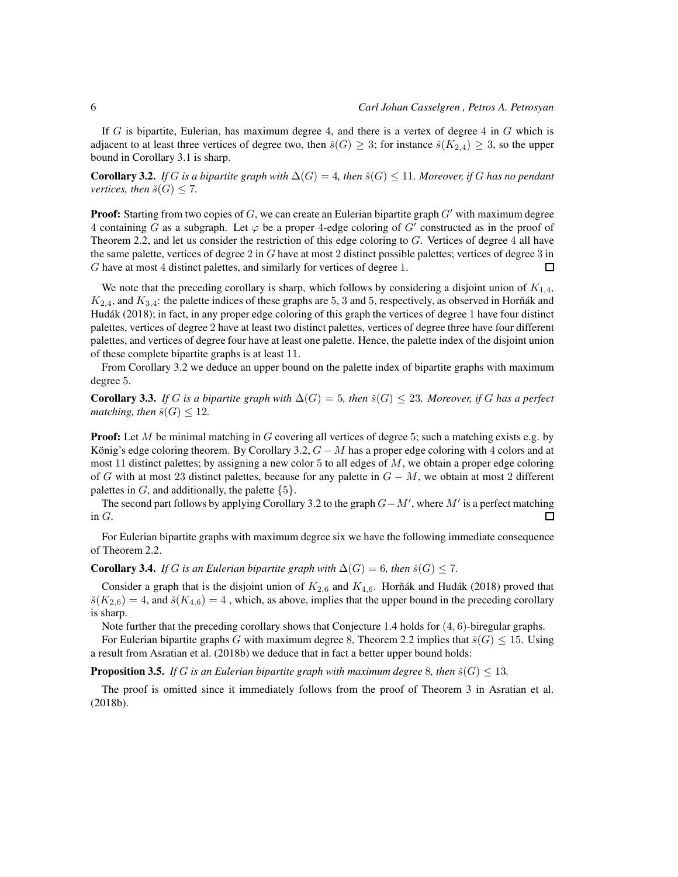If $G$ is bipartite, Eulerian, has maximum degree 4, and there is a vertex of degree 4 in $G$ which is adjacent to at least three vertices of degree two, then $\check{s}(G) \geq 3$; for instance $\check{s}(K_{2,4}) \geq 3$, so the upper bound in Corollary 3.1 is sharp.

**Corollary 3.2.** *If $G$ is a bipartite graph with $\Delta(G) = 4$, then $\check{s}(G) \leq 11$. Moreover, if $G$ has no pendant vertices, then $\check{s}(G) \leq 7$.*

**Proof:** Starting from two copies of $G$, we can create an Eulerian bipartite graph $G'$ with maximum degree 4 containing $G$ as a subgraph. Let $\varphi$ be a proper 4-edge coloring of $G'$ constructed as in the proof of Theorem 2.2, and let us consider the restriction of this edge coloring to $G$. Vertices of degree 4 all have the same palette, vertices of degree 2 in $G$ have at most 2 distinct possible palettes; vertices of degree 3 in $G$ have at most 4 distinct palettes, and similarly for vertices of degree 1. □

We note that the preceding corollary is sharp, which follows by considering a disjoint union of $K_{1,4}$, $K_{2,4}$, and $K_{3,4}$: the palette indices of these graphs are 5, 3 and 5, respectively, as observed in Horňák and Hudák (2018); in fact, in any proper edge coloring of this graph the vertices of degree 1 have four distinct palettes, vertices of degree 2 have at least two distinct palettes, vertices of degree three have four different palettes, and vertices of degree four have at least one palette. Hence, the palette index of the disjoint union of these complete bipartite graphs is at least 11.

From Corollary 3.2 we deduce an upper bound on the palette index of bipartite graphs with maximum degree 5.

**Corollary 3.3.** *If $G$ is a bipartite graph with $\Delta(G) = 5$, then $\check{s}(G) \leq 23$. Moreover, if $G$ has a perfect matching, then $\check{s}(G) \leq 12$.*

**Proof:** Let $M$ be minimal matching in $G$ covering all vertices of degree 5; such a matching exists e.g. by König's edge coloring theorem. By Corollary 3.2, $G - M$ has a proper edge coloring with 4 colors and at most 11 distinct palettes; by assigning a new color 5 to all edges of $M$, we obtain a proper edge coloring of $G$ with at most 23 distinct palettes, because for any palette in $G - M$, we obtain at most 2 different palettes in $G$, and additionally, the palette $\{5\}$.

The second part follows by applying Corollary 3.2 to the graph $G - M'$, where $M'$ is a perfect matching in $G$. □

For Eulerian bipartite graphs with maximum degree six we have the following immediate consequence of Theorem 2.2.

**Corollary 3.4.** *If $G$ is an Eulerian bipartite graph with $\Delta(G) = 6$, then $\check{s}(G) \leq 7$.*

Consider a graph that is the disjoint union of $K_{2,6}$ and $K_{4,6}$. Horňák and Hudák (2018) proved that $\check{s}(K_{2,6}) = 4$, and $\check{s}(K_{4,6}) = 4$ , which, as above, implies that the upper bound in the preceding corollary is sharp.

Note further that the preceding corollary shows that Conjecture 1.4 holds for $(4, 6)$-biregular graphs.

For Eulerian bipartite graphs $G$ with maximum degree 8, Theorem 2.2 implies that $\check{s}(G) \leq 15$. Using a result from Asratian et al. (2018b) we deduce that in fact a better upper bound holds:

**Proposition 3.5.** *If $G$ is an Eulerian bipartite graph with maximum degree 8, then $\check{s}(G) \leq 13$.*

The proof is omitted since it immediately follows from the proof of Theorem 3 in Asratian et al. (2018b).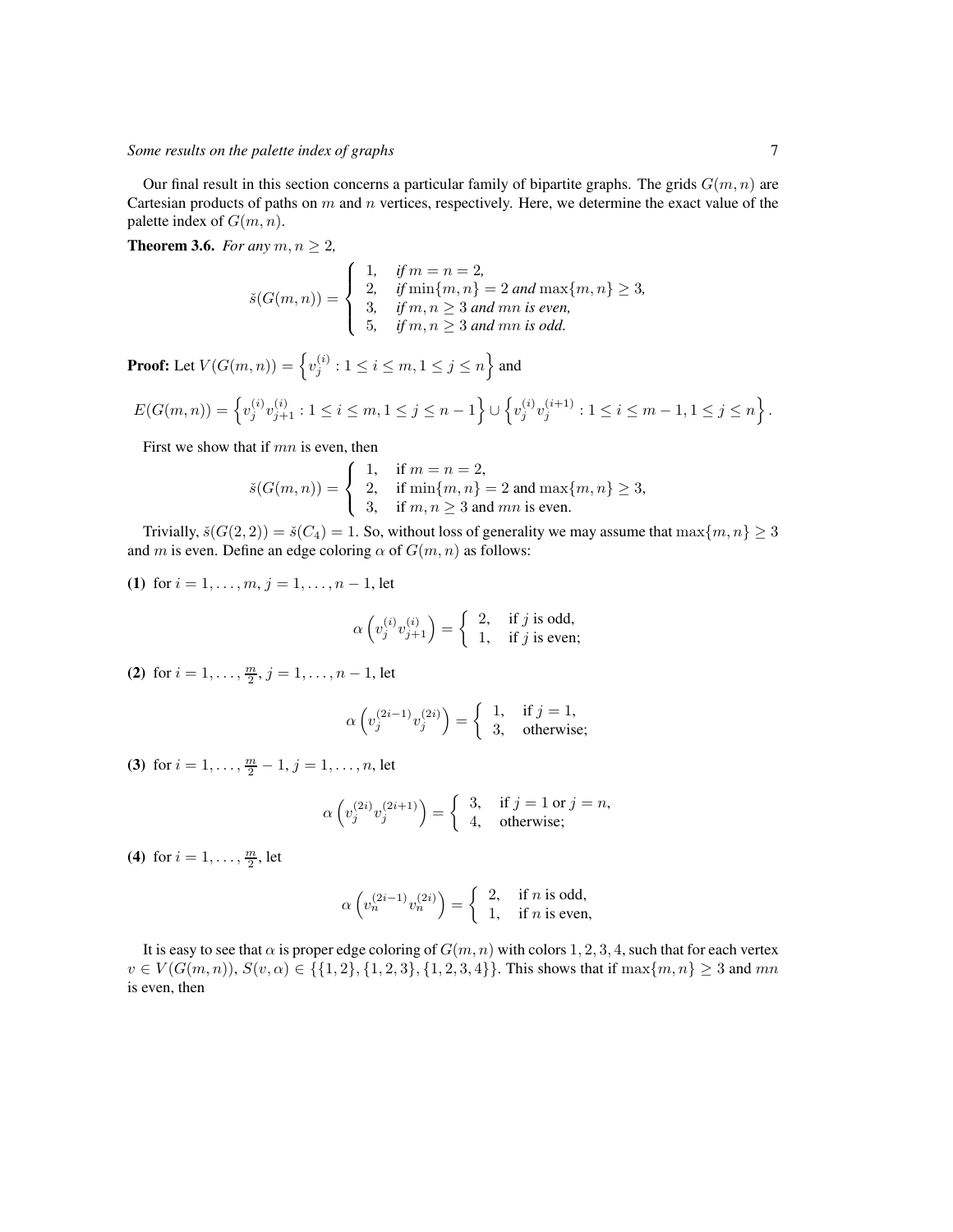Our final result in this section concerns a particular family of bipartite graphs. The grids $G(m,n)$ are Cartesian products of paths on $m$ and $n$ vertices, respectively. Here, we determine the exact value of the palette index of $G(m,n)$.

**Theorem 3.6.** *For any $m,n \geq 2$,*

$$\check{s}(G(m,n)) = \begin{cases} 1, & \text{if } m=n=2, \\ 2, & \text{if } \min\{m,n\}=2 \text{ and } \max\{m,n\} \geq 3, \\ 3, & \text{if } m,n \geq 3 \text{ and } mn \text{ is even}, \\ 5, & \text{if } m,n \geq 3 \text{ and } mn \text{ is odd}. \end{cases}$$

**Proof:** Let $V(G(m,n)) = \left\{ v_j^{(i)} : 1 \leq i \leq m, 1 \leq j \leq n \right\}$ and

$$E(G(m,n)) = \left\{ v_j^{(i)} v_{j+1}^{(i)} : 1 \leq i \leq m, 1 \leq j \leq n-1 \right\} \cup \left\{ v_j^{(i)} v_j^{(i+1)} : 1 \leq i \leq m-1, 1 \leq j \leq n \right\}.$$

First we show that if $mn$ is even, then

$$\check{s}(G(m,n)) = \begin{cases} 1, & \text{if } m=n=2, \\ 2, & \text{if } \min\{m,n\}=2 \text{ and } \max\{m,n\} \geq 3, \\ 3, & \text{if } m,n \geq 3 \text{ and } mn \text{ is even}. \end{cases}$$

Trivially, $\check{s}(G(2,2)) = \check{s}(C_4) = 1$. So, without loss of generality we may assume that $\max\{m,n\} \geq 3$ and $m$ is even. Define an edge coloring $\alpha$ of $G(m,n)$ as follows:

**(1)** for $i = 1, \ldots, m$, $j = 1, \ldots, n-1$, let

$$\alpha\left(v_j^{(i)} v_{j+1}^{(i)}\right) = \begin{cases} 2, & \text{if } j \text{ is odd}, \\ 1, & \text{if } j \text{ is even}; \end{cases}$$

**(2)** for $i = 1, \ldots, \frac{m}{2}$, $j = 1, \ldots, n-1$, let

$$\alpha\left(v_j^{(2i-1)} v_j^{(2i)}\right) = \begin{cases} 1, & \text{if } j = 1, \\ 3, & \text{otherwise}; \end{cases}$$

**(3)** for $i = 1, \ldots, \frac{m}{2} - 1$, $j = 1, \ldots, n$, let

$$\alpha\left(v_j^{(2i)} v_j^{(2i+1)}\right) = \begin{cases} 3, & \text{if } j = 1 \text{ or } j = n, \\ 4, & \text{otherwise}; \end{cases}$$

**(4)** for $i = 1, \ldots, \frac{m}{2}$, let

$$\alpha\left(v_n^{(2i-1)} v_n^{(2i)}\right) = \begin{cases} 2, & \text{if } n \text{ is odd}, \\ 1, & \text{if } n \text{ is even}, \end{cases}$$

It is easy to see that $\alpha$ is proper edge coloring of $G(m,n)$ with colors $1,2,3,4$, such that for each vertex $v \in V(G(m,n))$, $S(v,\alpha) \in \{\{1,2\},\{1,2,3\},\{1,2,3,4\}\}$. This shows that if $\max\{m,n\} \geq 3$ and $mn$ is even, then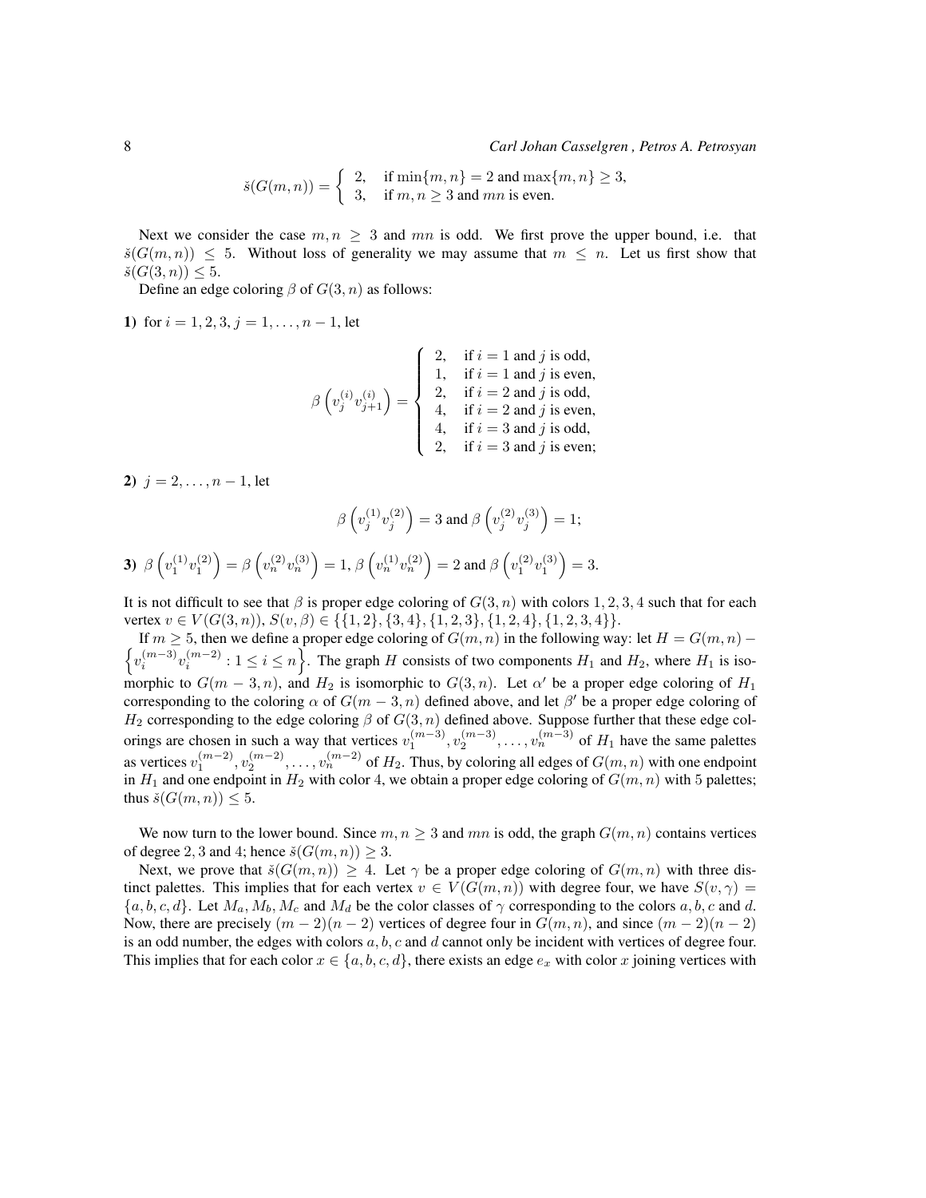$$\check{s}(G(m,n)) = \begin{cases} 2, & \text{if } \min\{m,n\} = 2 \text{ and } \max\{m,n\} \geq 3, \\ 3, & \text{if } m,n \geq 3 \text{ and } mn \text{ is even.} \end{cases}$$

Next we consider the case $m, n \geq 3$ and $mn$ is odd. We first prove the upper bound, i.e. that $\check{s}(G(m,n)) \leq 5$. Without loss of generality we may assume that $m \leq n$. Let us first show that $\check{s}(G(3,n)) \leq 5$.

Define an edge coloring $\beta$ of $G(3,n)$ as follows:

**1)** for $i = 1, 2, 3$, $j = 1, \ldots, n-1$, let

$$\beta\left(v_j^{(i)} v_{j+1}^{(i)}\right) = \begin{cases} 2, & \text{if } i = 1 \text{ and } j \text{ is odd,} \\ 1, & \text{if } i = 1 \text{ and } j \text{ is even,} \\ 2, & \text{if } i = 2 \text{ and } j \text{ is odd,} \\ 4, & \text{if } i = 2 \text{ and } j \text{ is even,} \\ 4, & \text{if } i = 3 \text{ and } j \text{ is odd,} \\ 2, & \text{if } i = 3 \text{ and } j \text{ is even;} \end{cases}$$

**2)** $j = 2, \ldots, n-1$, let

$$\beta\left(v_j^{(1)} v_j^{(2)}\right) = 3 \text{ and } \beta\left(v_j^{(2)} v_j^{(3)}\right) = 1;$$

**3)** $\beta\left(v_1^{(1)} v_1^{(2)}\right) = \beta\left(v_n^{(2)} v_n^{(3)}\right) = 1$, $\beta\left(v_n^{(1)} v_n^{(2)}\right) = 2$ and $\beta\left(v_1^{(2)} v_1^{(3)}\right) = 3$.

It is not difficult to see that $\beta$ is proper edge coloring of $G(3,n)$ with colors $1, 2, 3, 4$ such that for each vertex $v \in V(G(3,n))$, $S(v, \beta) \in \{\{1,2\}, \{3,4\}, \{1,2,3\}, \{1,2,4\}, \{1,2,3,4\}\}$.

If $m \geq 5$, then we define a proper edge coloring of $G(m,n)$ in the following way: let $H = G(m,n) - \left\{v_i^{(m-3)} v_i^{(m-2)} : 1 \leq i \leq n\right\}$. The graph $H$ consists of two components $H_1$ and $H_2$, where $H_1$ is isomorphic to $G(m-3,n)$, and $H_2$ is isomorphic to $G(3,n)$. Let $\alpha'$ be a proper edge coloring of $H_1$ corresponding to the coloring $\alpha$ of $G(m-3,n)$ defined above, and let $\beta'$ be a proper edge coloring of $H_2$ corresponding to the edge coloring $\beta$ of $G(3,n)$ defined above. Suppose further that these edge colorings are chosen in such a way that vertices $v_1^{(m-3)}, v_2^{(m-3)}, \ldots, v_n^{(m-3)}$ of $H_1$ have the same palettes as vertices $v_1^{(m-2)}, v_2^{(m-2)}, \ldots, v_n^{(m-2)}$ of $H_2$. Thus, by coloring all edges of $G(m,n)$ with one endpoint in $H_1$ and one endpoint in $H_2$ with color 4, we obtain a proper edge coloring of $G(m,n)$ with 5 palettes; thus $\check{s}(G(m,n)) \leq 5$.

We now turn to the lower bound. Since $m, n \geq 3$ and $mn$ is odd, the graph $G(m,n)$ contains vertices of degree 2, 3 and 4; hence $\check{s}(G(m,n)) \geq 3$.

Next, we prove that $\check{s}(G(m,n)) \geq 4$. Let $\gamma$ be a proper edge coloring of $G(m,n)$ with three distinct palettes. This implies that for each vertex $v \in V(G(m,n))$ with degree four, we have $S(v,\gamma) = \{a, b, c, d\}$. Let $M_a, M_b, M_c$ and $M_d$ be the color classes of $\gamma$ corresponding to the colors $a, b, c$ and $d$. Now, there are precisely $(m-2)(n-2)$ vertices of degree four in $G(m,n)$, and since $(m-2)(n-2)$ is an odd number, the edges with colors $a, b, c$ and $d$ cannot only be incident with vertices of degree four. This implies that for each color $x \in \{a, b, c, d\}$, there exists an edge $e_x$ with color $x$ joining vertices with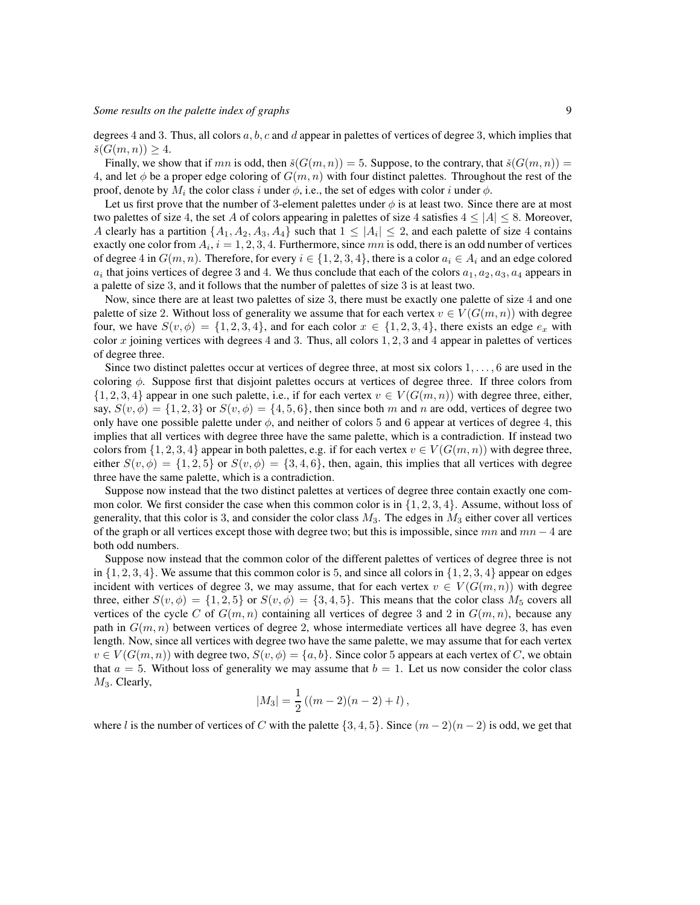degrees 4 and 3. Thus, all colors $a, b, c$ and $d$ appear in palettes of vertices of degree 3, which implies that $\check{s}(G(m,n)) \geq 4$.

Finally, we show that if $mn$ is odd, then $\check{s}(G(m,n)) = 5$. Suppose, to the contrary, that $\check{s}(G(m,n)) = 4$, and let $\phi$ be a proper edge coloring of $G(m,n)$ with four distinct palettes. Throughout the rest of the proof, denote by $M_i$ the color class $i$ under $\phi$, i.e., the set of edges with color $i$ under $\phi$.

Let us first prove that the number of 3-element palettes under $\phi$ is at least two. Since there are at most two palettes of size 4, the set $A$ of colors appearing in palettes of size 4 satisfies $4 \leq |A| \leq 8$. Moreover, $A$ clearly has a partition $\{A_1, A_2, A_3, A_4\}$ such that $1 \leq |A_i| \leq 2$, and each palette of size 4 contains exactly one color from $A_i$, $i = 1, 2, 3, 4$. Furthermore, since $mn$ is odd, there is an odd number of vertices of degree 4 in $G(m,n)$. Therefore, for every $i \in \{1, 2, 3, 4\}$, there is a color $a_i \in A_i$ and an edge colored $a_i$ that joins vertices of degree 3 and 4. We thus conclude that each of the colors $a_1, a_2, a_3, a_4$ appears in a palette of size 3, and it follows that the number of palettes of size 3 is at least two.

Now, since there are at least two palettes of size 3, there must be exactly one palette of size 4 and one palette of size 2. Without loss of generality we assume that for each vertex $v \in V(G(m,n))$ with degree four, we have $S(v, \phi) = \{1, 2, 3, 4\}$, and for each color $x \in \{1, 2, 3, 4\}$, there exists an edge $e_x$ with color $x$ joining vertices with degrees 4 and 3. Thus, all colors 1, 2, 3 and 4 appear in palettes of vertices of degree three.

Since two distinct palettes occur at vertices of degree three, at most six colors $1, \ldots, 6$ are used in the coloring $\phi$. Suppose first that disjoint palettes occurs at vertices of degree three. If three colors from $\{1, 2, 3, 4\}$ appear in one such palette, i.e., if for each vertex $v \in V(G(m,n))$ with degree three, either, say, $S(v, \phi) = \{1, 2, 3\}$ or $S(v, \phi) = \{4, 5, 6\}$, then since both $m$ and $n$ are odd, vertices of degree two only have one possible palette under $\phi$, and neither of colors 5 and 6 appear at vertices of degree 4, this implies that all vertices with degree three have the same palette, which is a contradiction. If instead two colors from $\{1, 2, 3, 4\}$ appear in both palettes, e.g. if for each vertex $v \in V(G(m,n))$ with degree three, either $S(v, \phi) = \{1, 2, 5\}$ or $S(v, \phi) = \{3, 4, 6\}$, then, again, this implies that all vertices with degree three have the same palette, which is a contradiction.

Suppose now instead that the two distinct palettes at vertices of degree three contain exactly one common color. We first consider the case when this common color is in $\{1, 2, 3, 4\}$. Assume, without loss of generality, that this color is 3, and consider the color class $M_3$. The edges in $M_3$ either cover all vertices of the graph or all vertices except those with degree two; but this is impossible, since $mn$ and $mn - 4$ are both odd numbers.

Suppose now instead that the common color of the different palettes of vertices of degree three is not in $\{1, 2, 3, 4\}$. We assume that this common color is 5, and since all colors in $\{1, 2, 3, 4\}$ appear on edges incident with vertices of degree 3, we may assume, that for each vertex $v \in V(G(m,n))$ with degree three, either $S(v, \phi) = \{1, 2, 5\}$ or $S(v, \phi) = \{3, 4, 5\}$. This means that the color class $M_5$ covers all vertices of the cycle $C$ of $G(m,n)$ containing all vertices of degree 3 and 2 in $G(m,n)$, because any path in $G(m,n)$ between vertices of degree 2, whose intermediate vertices all have degree 3, has even length. Now, since all vertices with degree two have the same palette, we may assume that for each vertex $v \in V(G(m,n))$ with degree two, $S(v, \phi) = \{a, b\}$. Since color 5 appears at each vertex of $C$, we obtain that $a = 5$. Without loss of generality we may assume that $b = 1$. Let us now consider the color class $M_3$. Clearly,

$$|M_3| = \frac{1}{2}\left((m-2)(n-2) + l\right),$$

where $l$ is the number of vertices of $C$ with the palette $\{3, 4, 5\}$. Since $(m-2)(n-2)$ is odd, we get that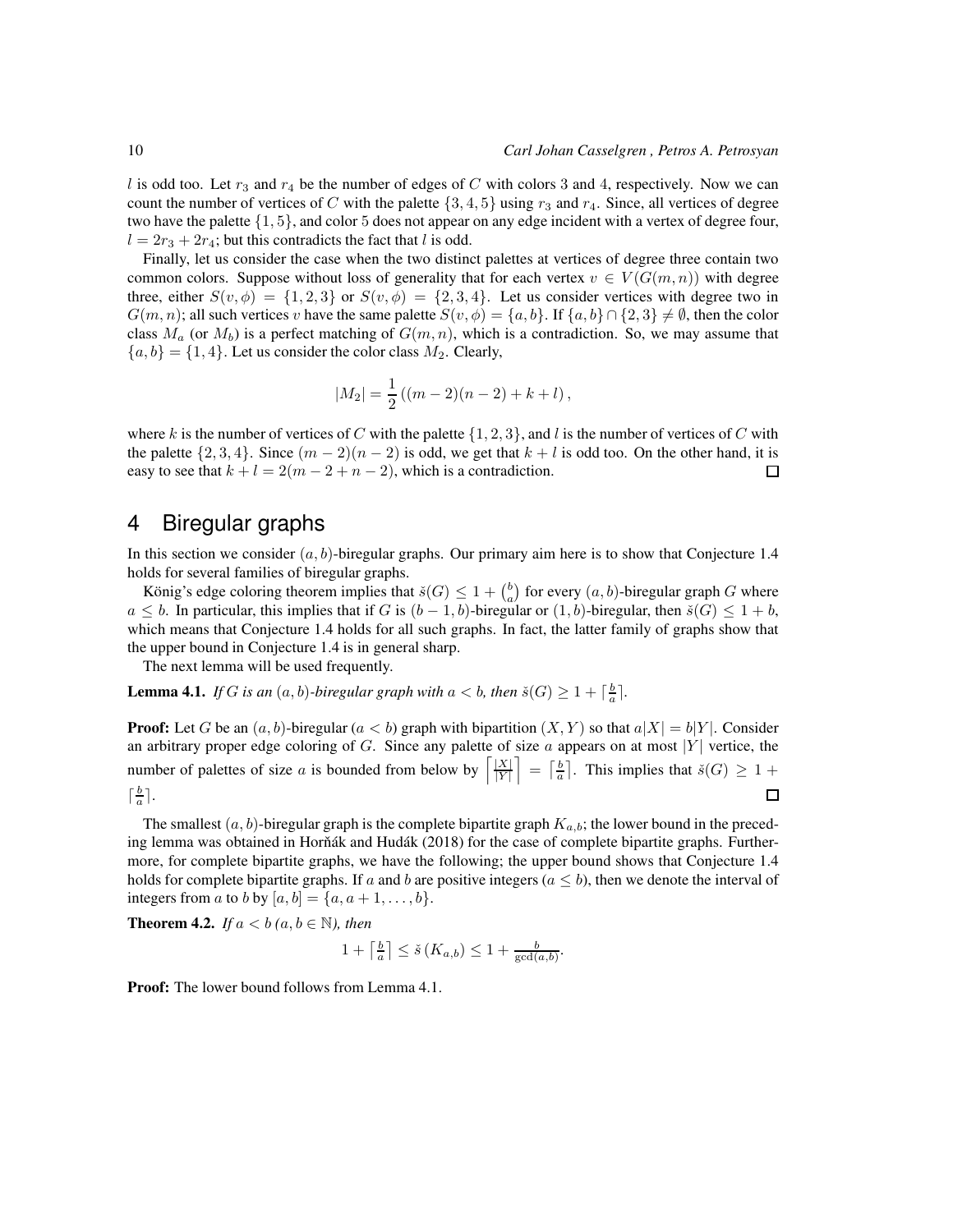$l$ is odd too. Let $r_3$ and $r_4$ be the number of edges of $C$ with colors 3 and 4, respectively. Now we can count the number of vertices of $C$ with the palette $\{3,4,5\}$ using $r_3$ and $r_4$. Since, all vertices of degree two have the palette $\{1,5\}$, and color 5 does not appear on any edge incident with a vertex of degree four, $l = 2r_3 + 2r_4$; but this contradicts the fact that $l$ is odd.

Finally, let us consider the case when the two distinct palettes at vertices of degree three contain two common colors. Suppose without loss of generality that for each vertex $v \in V(G(m,n))$ with degree three, either $S(v,\phi) = \{1,2,3\}$ or $S(v,\phi) = \{2,3,4\}$. Let us consider vertices with degree two in $G(m,n)$; all such vertices $v$ have the same palette $S(v,\phi) = \{a,b\}$. If $\{a,b\} \cap \{2,3\} \neq \emptyset$, then the color class $M_a$ (or $M_b$) is a perfect matching of $G(m,n)$, which is a contradiction. So, we may assume that $\{a,b\} = \{1,4\}$. Let us consider the color class $M_2$. Clearly,

$$|M_2| = \frac{1}{2}\left((m-2)(n-2) + k + l\right),$$

where $k$ is the number of vertices of $C$ with the palette $\{1,2,3\}$, and $l$ is the number of vertices of $C$ with the palette $\{2,3,4\}$. Since $(m-2)(n-2)$ is odd, we get that $k+l$ is odd too. On the other hand, it is easy to see that $k + l = 2(m-2+n-2)$, which is a contradiction. □

## 4 Biregular graphs

In this section we consider $(a,b)$-biregular graphs. Our primary aim here is to show that Conjecture 1.4 holds for several families of biregular graphs.

König's edge coloring theorem implies that $\check{s}(G) \leq 1 + \binom{b}{a}$ for every $(a,b)$-biregular graph $G$ where $a \leq b$. In particular, this implies that if $G$ is $(b-1,b)$-biregular or $(1,b)$-biregular, then $\check{s}(G) \leq 1 + b$, which means that Conjecture 1.4 holds for all such graphs. In fact, the latter family of graphs show that the upper bound in Conjecture 1.4 is in general sharp.

The next lemma will be used frequently.

**Lemma 4.1.** *If $G$ is an $(a,b)$-biregular graph with $a < b$, then $\check{s}(G) \geq 1 + \lceil \frac{b}{a} \rceil$.*

**Proof:** Let $G$ be an $(a,b)$-biregular ($a < b$) graph with bipartition $(X,Y)$ so that $a|X| = b|Y|$. Consider an arbitrary proper edge coloring of $G$. Since any palette of size $a$ appears on at most $|Y|$ vertice, the number of palettes of size $a$ is bounded from below by $\left\lceil \frac{|X|}{|Y|} \right\rceil = \lceil \frac{b}{a} \rceil$. This implies that $\check{s}(G) \geq 1 + \lceil \frac{b}{a} \rceil$. □

The smallest $(a,b)$-biregular graph is the complete bipartite graph $K_{a,b}$; the lower bound in the preceding lemma was obtained in Horňák and Hudák (2018) for the case of complete bipartite graphs. Furthermore, for complete bipartite graphs, we have the following; the upper bound shows that Conjecture 1.4 holds for complete bipartite graphs. If $a$ and $b$ are positive integers ($a \leq b$), then we denote the interval of integers from $a$ to $b$ by $[a,b] = \{a, a+1, \ldots, b\}$.

**Theorem 4.2.** *If $a < b$ ($a, b \in \mathbb{N}$), then*

$$1 + \lceil \tfrac{b}{a} \rceil \leq \check{s}\left(K_{a,b}\right) \leq 1 + \tfrac{b}{\gcd(a,b)}.$$

**Proof:** The lower bound follows from Lemma 4.1.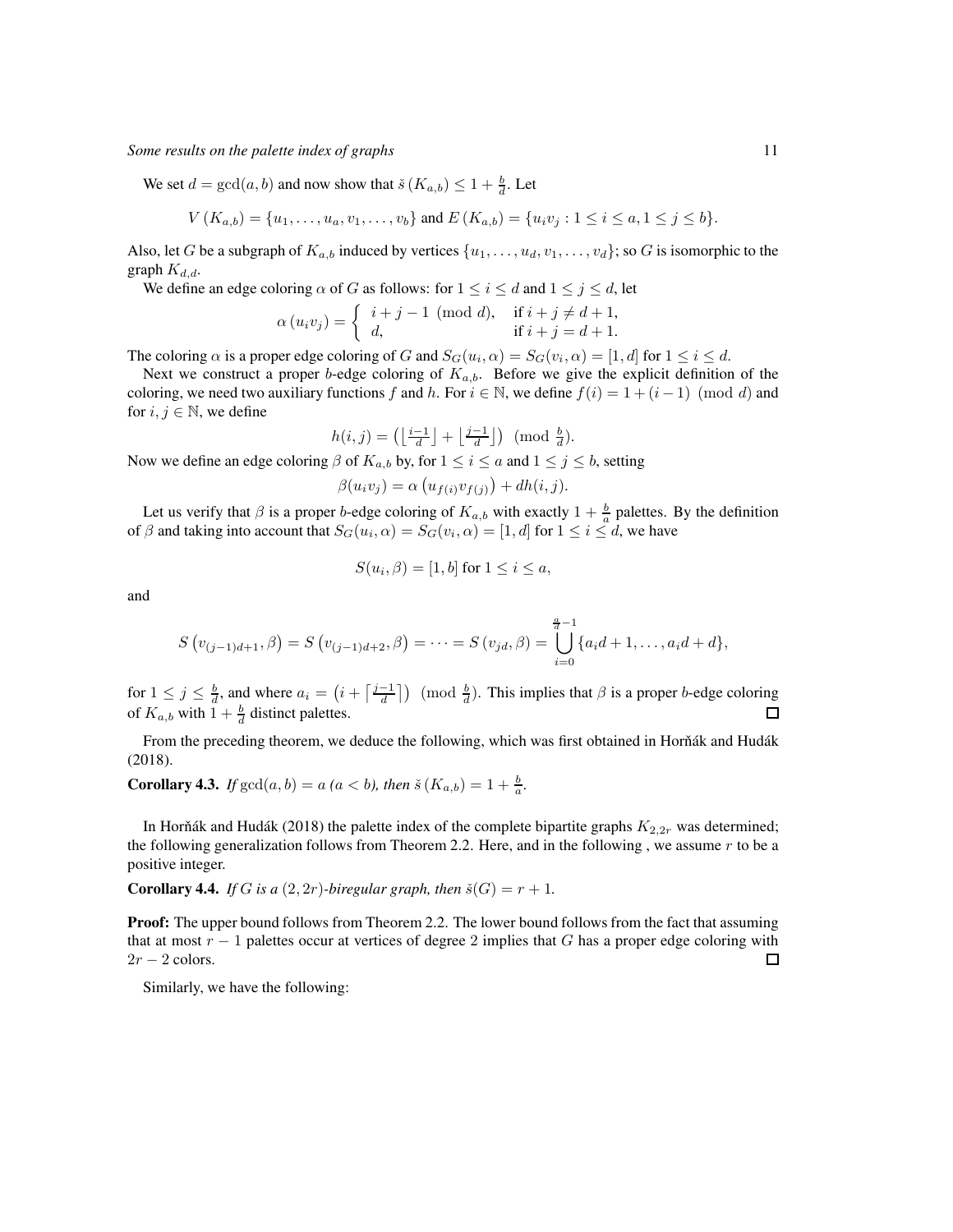We set $d = \gcd(a,b)$ and now show that $\check{s}\left(K_{a,b}\right) \leq 1 + \frac{b}{d}$. Let

$$V\left(K_{a,b}\right) = \{u_1, \ldots, u_a, v_1, \ldots, v_b\} \text{ and } E\left(K_{a,b}\right) = \{u_i v_j : 1 \leq i \leq a, 1 \leq j \leq b\}.$$

Also, let $G$ be a subgraph of $K_{a,b}$ induced by vertices $\{u_1, \ldots, u_d, v_1, \ldots, v_d\}$; so $G$ is isomorphic to the graph $K_{d,d}$.

We define an edge coloring $\alpha$ of $G$ as follows: for $1 \leq i \leq d$ and $1 \leq j \leq d$, let

$$\alpha\left(u_i v_j\right) = \begin{cases} i + j - 1 \pmod{d}, & \text{if } i + j \neq d + 1, \\ d, & \text{if } i + j = d + 1. \end{cases}$$

The coloring $\alpha$ is a proper edge coloring of $G$ and $S_G(u_i, \alpha) = S_G(v_i, \alpha) = [1, d]$ for $1 \leq i \leq d$.

Next we construct a proper $b$-edge coloring of $K_{a,b}$. Before we give the explicit definition of the coloring, we need two auxiliary functions $f$ and $h$. For $i \in \mathbb{N}$, we define $f(i) = 1 + (i-1) \pmod{d}$ and for $i, j \in \mathbb{N}$, we define

$$h(i,j) = \left(\left\lfloor \tfrac{i-1}{d} \right\rfloor + \left\lfloor \tfrac{j-1}{d} \right\rfloor\right) \pmod{\tfrac{b}{d}}.$$

Now we define an edge coloring $\beta$ of $K_{a,b}$ by, for $1 \leq i \leq a$ and $1 \leq j \leq b$, setting

$$\beta(u_i v_j) = \alpha\left(u_{f(i)} v_{f(j)}\right) + d h(i,j).$$

Let us verify that $\beta$ is a proper $b$-edge coloring of $K_{a,b}$ with exactly $1 + \frac{b}{a}$ palettes. By the definition of $\beta$ and taking into account that $S_G(u_i, \alpha) = S_G(v_i, \alpha) = [1, d]$ for $1 \leq i \leq d$, we have

$$S(u_i, \beta) = [1, b] \text{ for } 1 \leq i \leq a,$$

and

$$S\left(v_{(j-1)d+1}, \beta\right) = S\left(v_{(j-1)d+2}, \beta\right) = \cdots = S\left(v_{jd}, \beta\right) = \bigcup_{i=0}^{\frac{a}{d}-1} \{a_i d + 1, \ldots, a_i d + d\},$$

for $1 \leq j \leq \frac{b}{d}$, and where $a_i = \left(i + \left\lceil \frac{j-1}{d} \right\rceil\right) \pmod{\frac{b}{d}}$. This implies that $\beta$ is a proper $b$-edge coloring of $K_{a,b}$ with $1 + \frac{b}{d}$ distinct palettes. □

From the preceding theorem, we deduce the following, which was first obtained in Horňák and Hudák (2018).

**Corollary 4.3.** *If $\gcd(a,b) = a$ ($a < b$), then $\check{s}\left(K_{a,b}\right) = 1 + \frac{b}{a}$.*

In Horňák and Hudák (2018) the palette index of the complete bipartite graphs $K_{2,2r}$ was determined; the following generalization follows from Theorem 2.2. Here, and in the following , we assume $r$ to be a positive integer.

**Corollary 4.4.** *If $G$ is a $(2, 2r)$-biregular graph, then $\check{s}(G) = r + 1$.*

**Proof:** The upper bound follows from Theorem 2.2. The lower bound follows from the fact that assuming that at most $r - 1$ palettes occur at vertices of degree 2 implies that $G$ has a proper edge coloring with $2r - 2$ colors. □

Similarly, we have the following: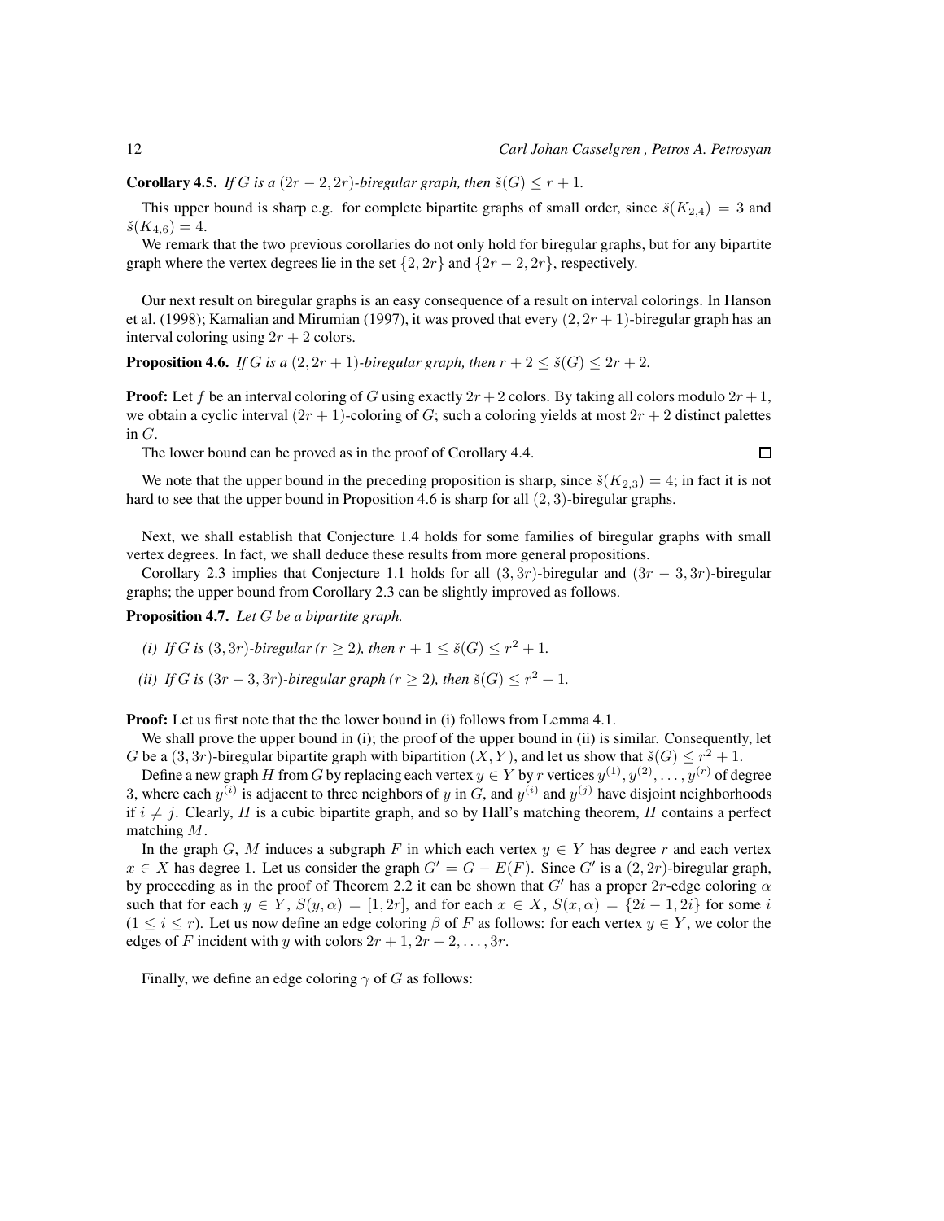**Corollary 4.5.** *If $G$ is a $(2r-2, 2r)$-biregular graph, then $\check{s}(G) \leq r+1$.*

This upper bound is sharp e.g. for complete bipartite graphs of small order, since $\check{s}(K_{2,4}) = 3$ and $\check{s}(K_{4,6}) = 4$.

We remark that the two previous corollaries do not only hold for biregular graphs, but for any bipartite graph where the vertex degrees lie in the set $\{2, 2r\}$ and $\{2r-2, 2r\}$, respectively.

Our next result on biregular graphs is an easy consequence of a result on interval colorings. In Hanson et al. (1998); Kamalian and Mirumian (1997), it was proved that every $(2, 2r+1)$-biregular graph has an interval coloring using $2r+2$ colors.

**Proposition 4.6.** *If $G$ is a $(2, 2r+1)$-biregular graph, then $r+2 \leq \check{s}(G) \leq 2r+2$.*

**Proof:** Let $f$ be an interval coloring of $G$ using exactly $2r+2$ colors. By taking all colors modulo $2r+1$, we obtain a cyclic interval $(2r+1)$-coloring of $G$; such a coloring yields at most $2r+2$ distinct palettes in $G$.

The lower bound can be proved as in the proof of Corollary 4.4. □

We note that the upper bound in the preceding proposition is sharp, since $\check{s}(K_{2,3}) = 4$; in fact it is not hard to see that the upper bound in Proposition 4.6 is sharp for all $(2, 3)$-biregular graphs.

Next, we shall establish that Conjecture 1.4 holds for some families of biregular graphs with small vertex degrees. In fact, we shall deduce these results from more general propositions.

Corollary 2.3 implies that Conjecture 1.1 holds for all $(3, 3r)$-biregular and $(3r-3, 3r)$-biregular graphs; the upper bound from Corollary 2.3 can be slightly improved as follows.

**Proposition 4.7.** *Let $G$ be a bipartite graph.*

*(i) If $G$ is $(3, 3r)$-biregular ($r \geq 2$), then $r+1 \leq \check{s}(G) \leq r^2+1$.*

*(ii) If $G$ is $(3r-3, 3r)$-biregular graph ($r \geq 2$), then $\check{s}(G) \leq r^2+1$.*

**Proof:** Let us first note that the the lower bound in (i) follows from Lemma 4.1.

We shall prove the upper bound in (i); the proof of the upper bound in (ii) is similar. Consequently, let $G$ be a $(3, 3r)$-biregular bipartite graph with bipartition $(X, Y)$, and let us show that $\check{s}(G) \leq r^2+1$.

Define a new graph $H$ from $G$ by replacing each vertex $y \in Y$ by $r$ vertices $y^{(1)}, y^{(2)}, \dots, y^{(r)}$ of degree 3, where each $y^{(i)}$ is adjacent to three neighbors of $y$ in $G$, and $y^{(i)}$ and $y^{(j)}$ have disjoint neighborhoods if $i \neq j$. Clearly, $H$ is a cubic bipartite graph, and so by Hall's matching theorem, $H$ contains a perfect matching $M$.

In the graph $G$, $M$ induces a subgraph $F$ in which each vertex $y \in Y$ has degree $r$ and each vertex $x \in X$ has degree 1. Let us consider the graph $G' = G - E(F)$. Since $G'$ is a $(2, 2r)$-biregular graph, by proceeding as in the proof of Theorem 2.2 it can be shown that $G'$ has a proper $2r$-edge coloring $\alpha$ such that for each $y \in Y$, $S(y, \alpha) = [1, 2r]$, and for each $x \in X$, $S(x, \alpha) = \{2i-1, 2i\}$ for some $i$ ($1 \leq i \leq r$). Let us now define an edge coloring $\beta$ of $F$ as follows: for each vertex $y \in Y$, we color the edges of $F$ incident with $y$ with colors $2r+1, 2r+2, \dots, 3r$.

Finally, we define an edge coloring $\gamma$ of $G$ as follows: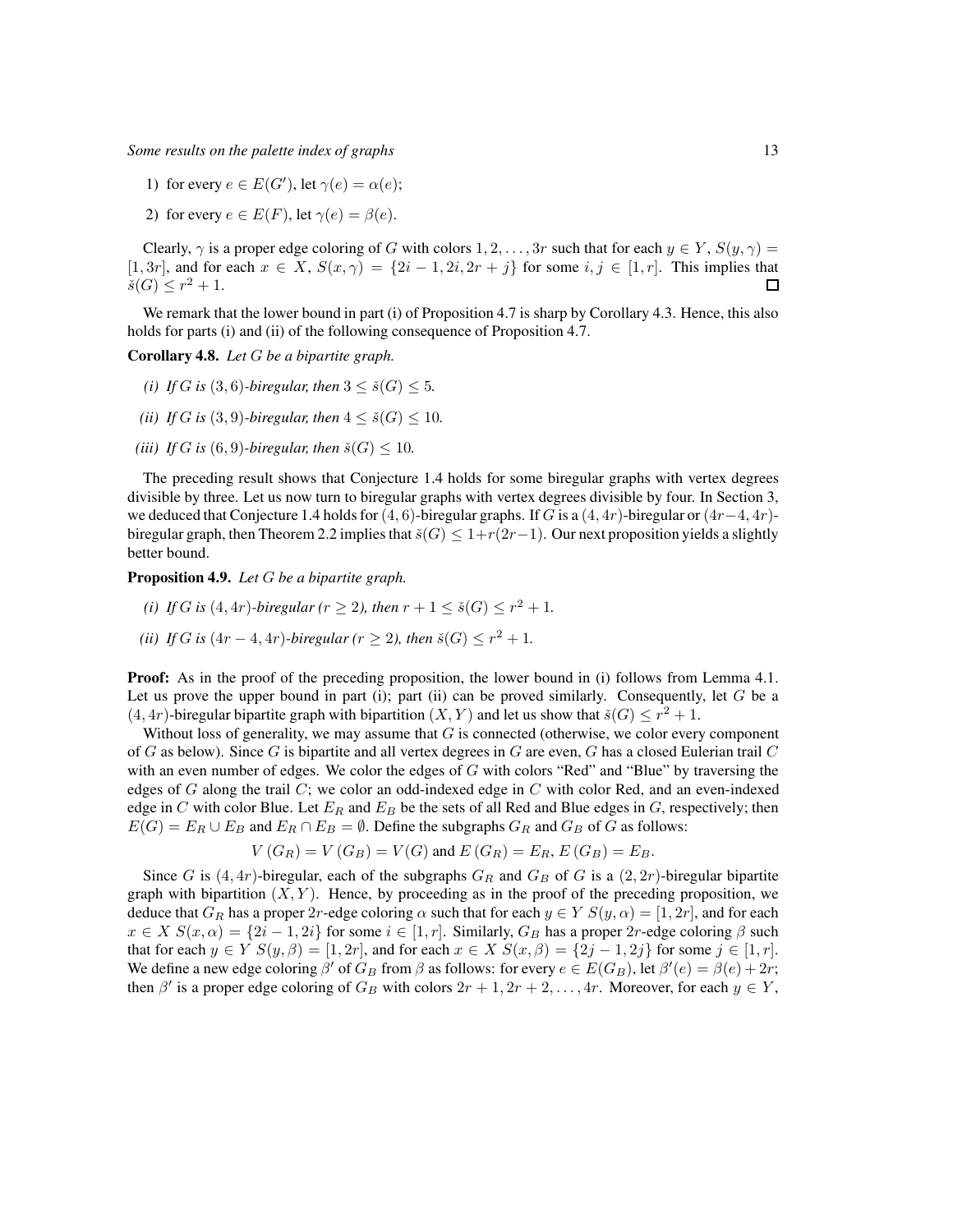1) for every $e \in E(G')$, let $\gamma(e) = \alpha(e)$;

2) for every $e \in E(F)$, let $\gamma(e) = \beta(e)$.

Clearly, $\gamma$ is a proper edge coloring of $G$ with colors $1, 2, \ldots, 3r$ such that for each $y \in Y$, $S(y, \gamma) = [1, 3r]$, and for each $x \in X$, $S(x, \gamma) = \{2i-1, 2i, 2r+j\}$ for some $i, j \in [1, r]$. This implies that $\check{s}(G) \leq r^2 + 1$. $\square$

We remark that the lower bound in part (i) of Proposition 4.7 is sharp by Corollary 4.3. Hence, this also holds for parts (i) and (ii) of the following consequence of Proposition 4.7.

**Corollary 4.8.** *Let $G$ be a bipartite graph.*

*(i) If $G$ is $(3,6)$-biregular, then $3 \leq \check{s}(G) \leq 5$.*

*(ii) If $G$ is $(3,9)$-biregular, then $4 \leq \check{s}(G) \leq 10$.*

*(iii) If $G$ is $(6,9)$-biregular, then $\check{s}(G) \leq 10$.*

The preceding result shows that Conjecture 1.4 holds for some biregular graphs with vertex degrees divisible by three. Let us now turn to biregular graphs with vertex degrees divisible by four. In Section 3, we deduced that Conjecture 1.4 holds for $(4,6)$-biregular graphs. If $G$ is a $(4,4r)$-biregular or $(4r-4,4r)$-biregular graph, then Theorem 2.2 implies that $\check{s}(G) \leq 1 + r(2r-1)$. Our next proposition yields a slightly better bound.

**Proposition 4.9.** *Let $G$ be a bipartite graph.*

*(i) If $G$ is $(4,4r)$-biregular ($r \geq 2$), then $r + 1 \leq \check{s}(G) \leq r^2 + 1$.*

*(ii) If $G$ is $(4r-4,4r)$-biregular ($r \geq 2$), then $\check{s}(G) \leq r^2 + 1$.*

**Proof:** As in the proof of the preceding proposition, the lower bound in (i) follows from Lemma 4.1. Let us prove the upper bound in part (i); part (ii) can be proved similarly. Consequently, let $G$ be a $(4,4r)$-biregular bipartite graph with bipartition $(X,Y)$ and let us show that $\check{s}(G) \leq r^2 + 1$.

Without loss of generality, we may assume that $G$ is connected (otherwise, we color every component of $G$ as below). Since $G$ is bipartite and all vertex degrees in $G$ are even, $G$ has a closed Eulerian trail $C$ with an even number of edges. We color the edges of $G$ with colors "Red" and "Blue" by traversing the edges of $G$ along the trail $C$; we color an odd-indexed edge in $C$ with color Red, and an even-indexed edge in $C$ with color Blue. Let $E_R$ and $E_B$ be the sets of all Red and Blue edges in $G$, respectively; then $E(G) = E_R \cup E_B$ and $E_R \cap E_B = \emptyset$. Define the subgraphs $G_R$ and $G_B$ of $G$ as follows:

$$V(G_R) = V(G_B) = V(G) \text{ and } E(G_R) = E_R,\ E(G_B) = E_B.$$

Since $G$ is $(4,4r)$-biregular, each of the subgraphs $G_R$ and $G_B$ of $G$ is a $(2,2r)$-biregular bipartite graph with bipartition $(X,Y)$. Hence, by proceeding as in the proof of the preceding proposition, we deduce that $G_R$ has a proper $2r$-edge coloring $\alpha$ such that for each $y \in Y$ $S(y,\alpha) = [1, 2r]$, and for each $x \in X$ $S(x,\alpha) = \{2i-1, 2i\}$ for some $i \in [1,r]$. Similarly, $G_B$ has a proper $2r$-edge coloring $\beta$ such that for each $y \in Y$ $S(y,\beta) = [1,2r]$, and for each $x \in X$ $S(x,\beta) = \{2j-1, 2j\}$ for some $j \in [1,r]$. We define a new edge coloring $\beta'$ of $G_B$ from $\beta$ as follows: for every $e \in E(G_B)$, let $\beta'(e) = \beta(e) + 2r$; then $\beta'$ is a proper edge coloring of $G_B$ with colors $2r+1, 2r+2, \ldots, 4r$. Moreover, for each $y \in Y$,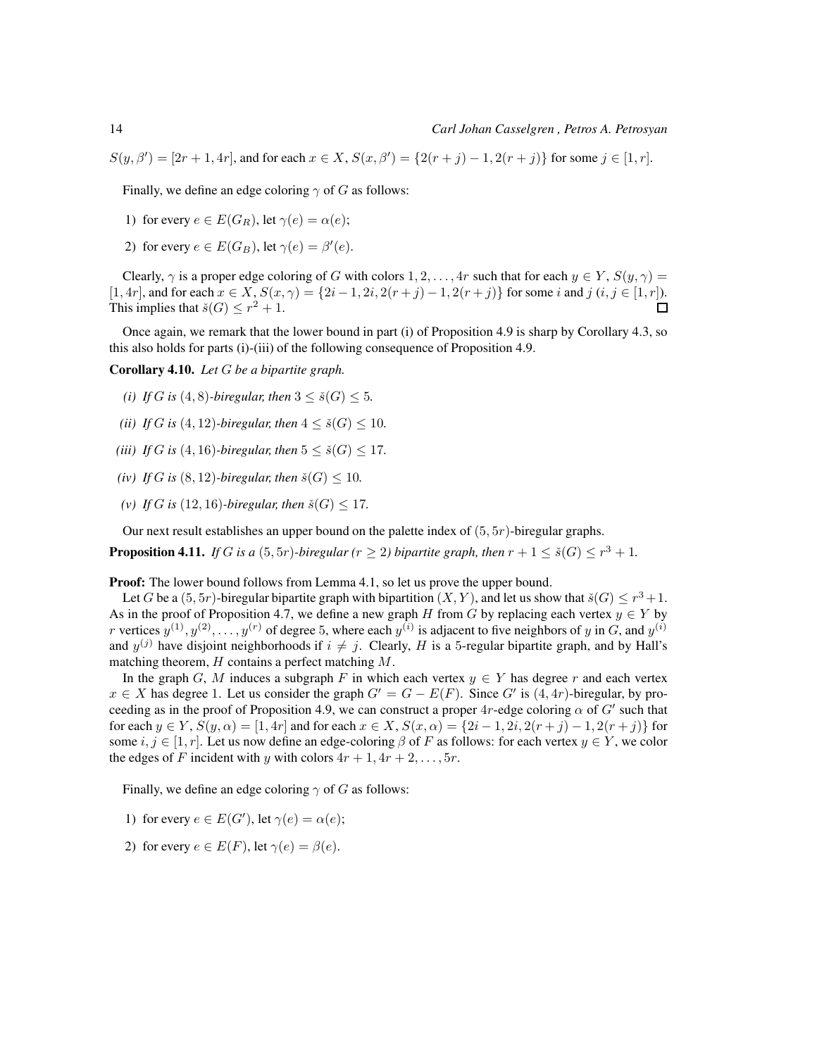$S(y,\beta')=[2r+1,4r]$, and for each $x\in X$, $S(x,\beta')=\{2(r+j)-1,2(r+j)\}$ for some $j\in[1,r]$.

Finally, we define an edge coloring $\gamma$ of $G$ as follows:

1) for every $e\in E(G_R)$, let $\gamma(e)=\alpha(e)$;

2) for every $e\in E(G_B)$, let $\gamma(e)=\beta'(e)$.

Clearly, $\gamma$ is a proper edge coloring of $G$ with colors $1,2,\ldots,4r$ such that for each $y\in Y$, $S(y,\gamma)=[1,4r]$, and for each $x\in X$, $S(x,\gamma)=\{2i-1,2i,2(r+j)-1,2(r+j)\}$ for some $i$ and $j$ ($i,j\in[1,r]$). This implies that $\check{s}(G)\leq r^2+1$. □

Once again, we remark that the lower bound in part (i) of Proposition 4.9 is sharp by Corollary 4.3, so this also holds for parts (i)-(iii) of the following consequence of Proposition 4.9.

**Corollary 4.10.** *Let $G$ be a bipartite graph.*

*(i) If $G$ is $(4,8)$-biregular, then $3\leq\check{s}(G)\leq 5$.*

*(ii) If $G$ is $(4,12)$-biregular, then $4\leq\check{s}(G)\leq 10$.*

*(iii) If $G$ is $(4,16)$-biregular, then $5\leq\check{s}(G)\leq 17$.*

*(iv) If $G$ is $(8,12)$-biregular, then $\check{s}(G)\leq 10$.*

*(v) If $G$ is $(12,16)$-biregular, then $\check{s}(G)\leq 17$.*

Our next result establishes an upper bound on the palette index of $(5,5r)$-biregular graphs.

**Proposition 4.11.** *If $G$ is a $(5,5r)$-biregular ($r\geq 2$) bipartite graph, then $r+1\leq\check{s}(G)\leq r^3+1$.*

**Proof:** The lower bound follows from Lemma 4.1, so let us prove the upper bound.

Let $G$ be a $(5,5r)$-biregular bipartite graph with bipartition $(X,Y)$, and let us show that $\check{s}(G)\leq r^3+1$. As in the proof of Proposition 4.7, we define a new graph $H$ from $G$ by replacing each vertex $y\in Y$ by $r$ vertices $y^{(1)},y^{(2)},\ldots,y^{(r)}$ of degree 5, where each $y^{(i)}$ is adjacent to five neighbors of $y$ in $G$, and $y^{(i)}$ and $y^{(j)}$ have disjoint neighborhoods if $i\neq j$. Clearly, $H$ is a 5-regular bipartite graph, and by Hall's matching theorem, $H$ contains a perfect matching $M$.

In the graph $G$, $M$ induces a subgraph $F$ in which each vertex $y\in Y$ has degree $r$ and each vertex $x\in X$ has degree 1. Let us consider the graph $G'=G-E(F)$. Since $G'$ is $(4,4r)$-biregular, by proceeding as in the proof of Proposition 4.9, we can construct a proper $4r$-edge coloring $\alpha$ of $G'$ such that for each $y\in Y$, $S(y,\alpha)=[1,4r]$ and for each $x\in X$, $S(x,\alpha)=\{2i-1,2i,2(r+j)-1,2(r+j)\}$ for some $i,j\in[1,r]$. Let us now define an edge-coloring $\beta$ of $F$ as follows: for each vertex $y\in Y$, we color the edges of $F$ incident with $y$ with colors $4r+1,4r+2,\ldots,5r$.

Finally, we define an edge coloring $\gamma$ of $G$ as follows:

1) for every $e\in E(G')$, let $\gamma(e)=\alpha(e)$;

2) for every $e\in E(F)$, let $\gamma(e)=\beta(e)$.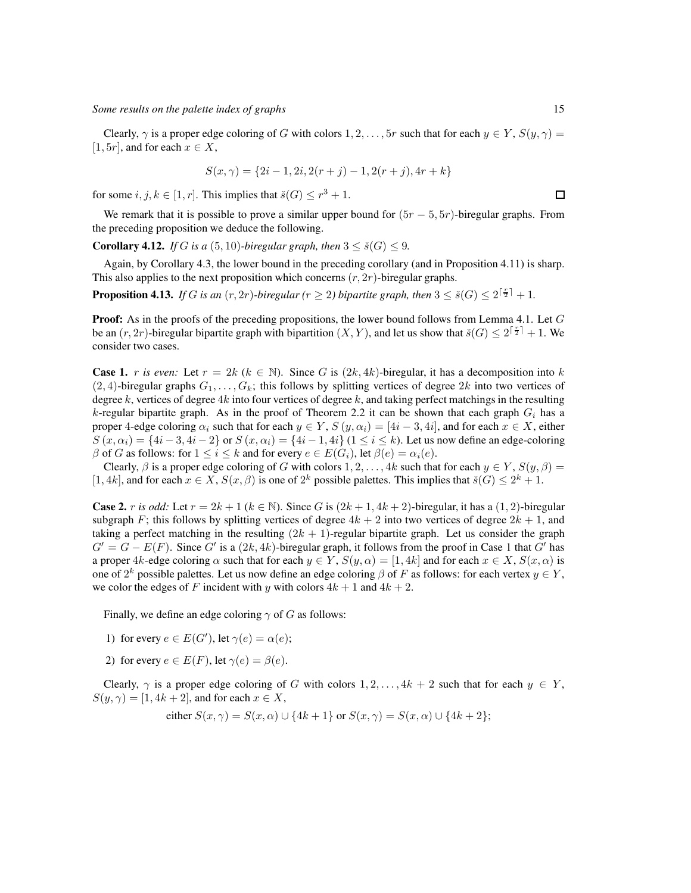Clearly, $\gamma$ is a proper edge coloring of $G$ with colors $1, 2, \ldots, 5r$ such that for each $y \in Y$, $S(y, \gamma) = [1, 5r]$, and for each $x \in X$,

$$S(x, \gamma) = \{2i-1, 2i, 2(r+j)-1, 2(r+j), 4r+k\}$$

for some $i, j, k \in [1, r]$. This implies that $\check{s}(G) \leq r^3 + 1$. □

We remark that it is possible to prove a similar upper bound for $(5r-5, 5r)$-biregular graphs. From the preceding proposition we deduce the following.

**Corollary 4.12.** *If $G$ is a $(5, 10)$-biregular graph, then $3 \leq \check{s}(G) \leq 9$.*

Again, by Corollary 4.3, the lower bound in the preceding corollary (and in Proposition 4.11) is sharp. This also applies to the next proposition which concerns $(r, 2r)$-biregular graphs.

**Proposition 4.13.** *If $G$ is an $(r, 2r)$-biregular ($r \geq 2$) bipartite graph, then $3 \leq \check{s}(G) \leq 2^{\lceil \frac{r}{2} \rceil} + 1$.*

**Proof:** As in the proofs of the preceding propositions, the lower bound follows from Lemma 4.1. Let $G$ be an $(r, 2r)$-biregular bipartite graph with bipartition $(X, Y)$, and let us show that $\check{s}(G) \leq 2^{\lceil \frac{r}{2} \rceil} + 1$. We consider two cases.

**Case 1.** *$r$ is even:* Let $r = 2k$ ($k \in \mathbb{N}$). Since $G$ is $(2k, 4k)$-biregular, it has a decomposition into $k$ $(2, 4)$-biregular graphs $G_1, \ldots, G_k$; this follows by splitting vertices of degree $2k$ into two vertices of degree $k$, vertices of degree $4k$ into four vertices of degree $k$, and taking perfect matchings in the resulting $k$-regular bipartite graph. As in the proof of Theorem 2.2 it can be shown that each graph $G_i$ has a proper 4-edge coloring $\alpha_i$ such that for each $y \in Y$, $S(y, \alpha_i) = [4i-3, 4i]$, and for each $x \in X$, either $S(x, \alpha_i) = \{4i-3, 4i-2\}$ or $S(x, \alpha_i) = \{4i-1, 4i\}$ ($1 \leq i \leq k$). Let us now define an edge-coloring $\beta$ of $G$ as follows: for $1 \leq i \leq k$ and for every $e \in E(G_i)$, let $\beta(e) = \alpha_i(e)$.

Clearly, $\beta$ is a proper edge coloring of $G$ with colors $1, 2, \ldots, 4k$ such that for each $y \in Y$, $S(y, \beta) = [1, 4k]$, and for each $x \in X$, $S(x, \beta)$ is one of $2^k$ possible palettes. This implies that $\check{s}(G) \leq 2^k + 1$.

**Case 2.** *$r$ is odd:* Let $r = 2k+1$ ($k \in \mathbb{N}$). Since $G$ is $(2k+1, 4k+2)$-biregular, it has a $(1, 2)$-biregular subgraph $F$; this follows by splitting vertices of degree $4k+2$ into two vertices of degree $2k+1$, and taking a perfect matching in the resulting $(2k+1)$-regular bipartite graph. Let us consider the graph $G' = G - E(F)$. Since $G'$ is a $(2k, 4k)$-biregular graph, it follows from the proof in Case 1 that $G'$ has a proper $4k$-edge coloring $\alpha$ such that for each $y \in Y$, $S(y, \alpha) = [1, 4k]$ and for each $x \in X$, $S(x, \alpha)$ is one of $2^k$ possible palettes. Let us now define an edge coloring $\beta$ of $F$ as follows: for each vertex $y \in Y$, we color the edges of $F$ incident with $y$ with colors $4k+1$ and $4k+2$.

Finally, we define an edge coloring $\gamma$ of $G$ as follows:

1) for every $e \in E(G')$, let $\gamma(e) = \alpha(e)$;

2) for every $e \in E(F)$, let $\gamma(e) = \beta(e)$.

Clearly, $\gamma$ is a proper edge coloring of $G$ with colors $1, 2, \ldots, 4k+2$ such that for each $y \in Y$, $S(y, \gamma) = [1, 4k+2]$, and for each $x \in X$,

$$\text{either } S(x, \gamma) = S(x, \alpha) \cup \{4k+1\} \text{ or } S(x, \gamma) = S(x, \alpha) \cup \{4k+2\};$$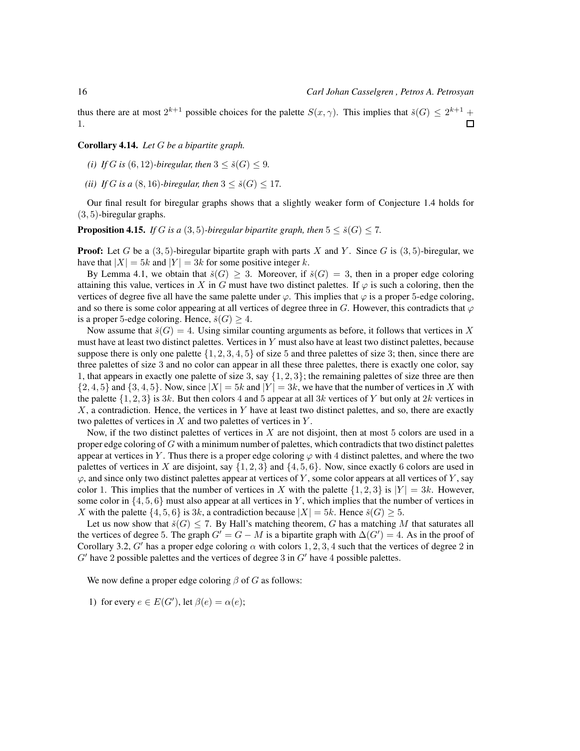thus there are at most $2^{k+1}$ possible choices for the palette $S(x, \gamma)$. This implies that $\check{s}(G) \leq 2^{k+1} + 1$. □

**Corollary 4.14.** *Let $G$ be a bipartite graph.*

*(i) If $G$ is $(6, 12)$-biregular, then $3 \leq \check{s}(G) \leq 9$.*

*(ii) If $G$ is a $(8, 16)$-biregular, then $3 \leq \check{s}(G) \leq 17$.*

Our final result for biregular graphs shows that a slightly weaker form of Conjecture 1.4 holds for $(3, 5)$-biregular graphs.

**Proposition 4.15.** *If $G$ is a $(3, 5)$-biregular bipartite graph, then $5 \leq \check{s}(G) \leq 7$.*

**Proof:** Let $G$ be a $(3, 5)$-biregular bipartite graph with parts $X$ and $Y$. Since $G$ is $(3, 5)$-biregular, we have that $|X| = 5k$ and $|Y| = 3k$ for some positive integer $k$.

By Lemma 4.1, we obtain that $\check{s}(G) \geq 3$. Moreover, if $\check{s}(G) = 3$, then in a proper edge coloring attaining this value, vertices in $X$ in $G$ must have two distinct palettes. If $\varphi$ is such a coloring, then the vertices of degree five all have the same palette under $\varphi$. This implies that $\varphi$ is a proper 5-edge coloring, and so there is some color appearing at all vertices of degree three in $G$. However, this contradicts that $\varphi$ is a proper 5-edge coloring. Hence, $\check{s}(G) \geq 4$.

Now assume that $\check{s}(G) = 4$. Using similar counting arguments as before, it follows that vertices in $X$ must have at least two distinct palettes. Vertices in $Y$ must also have at least two distinct palettes, because suppose there is only one palette $\{1, 2, 3, 4, 5\}$ of size 5 and three palettes of size 3; then, since there are three palettes of size 3 and no color can appear in all these three palettes, there is exactly one color, say 1, that appears in exactly one palette of size 3, say $\{1, 2, 3\}$; the remaining palettes of size three are then $\{2, 4, 5\}$ and $\{3, 4, 5\}$. Now, since $|X| = 5k$ and $|Y| = 3k$, we have that the number of vertices in $X$ with the palette $\{1, 2, 3\}$ is $3k$. But then colors 4 and 5 appear at all $3k$ vertices of $Y$ but only at $2k$ vertices in $X$, a contradiction. Hence, the vertices in $Y$ have at least two distinct palettes, and so, there are exactly two palettes of vertices in $X$ and two palettes of vertices in $Y$.

Now, if the two distinct palettes of vertices in $X$ are not disjoint, then at most 5 colors are used in a proper edge coloring of $G$ with a minimum number of palettes, which contradicts that two distinct palettes appear at vertices in $Y$. Thus there is a proper edge coloring $\varphi$ with 4 distinct palettes, and where the two palettes of vertices in $X$ are disjoint, say $\{1, 2, 3\}$ and $\{4, 5, 6\}$. Now, since exactly 6 colors are used in $\varphi$, and since only two distinct palettes appear at vertices of $Y$, some color appears at all vertices of $Y$, say color 1. This implies that the number of vertices in $X$ with the palette $\{1, 2, 3\}$ is $|Y| = 3k$. However, some color in $\{4, 5, 6\}$ must also appear at all vertices in $Y$, which implies that the number of vertices in $X$ with the palette $\{4, 5, 6\}$ is $3k$, a contradiction because $|X| = 5k$. Hence $\check{s}(G) \geq 5$.

Let us now show that $\check{s}(G) \leq 7$. By Hall's matching theorem, $G$ has a matching $M$ that saturates all the vertices of degree 5. The graph $G' = G - M$ is a bipartite graph with $\Delta(G') = 4$. As in the proof of Corollary 3.2, $G'$ has a proper edge coloring $\alpha$ with colors $1, 2, 3, 4$ such that the vertices of degree 2 in $G'$ have 2 possible palettes and the vertices of degree 3 in $G'$ have 4 possible palettes.

We now define a proper edge coloring $\beta$ of $G$ as follows:

1) for every $e \in E(G')$, let $\beta(e) = \alpha(e)$;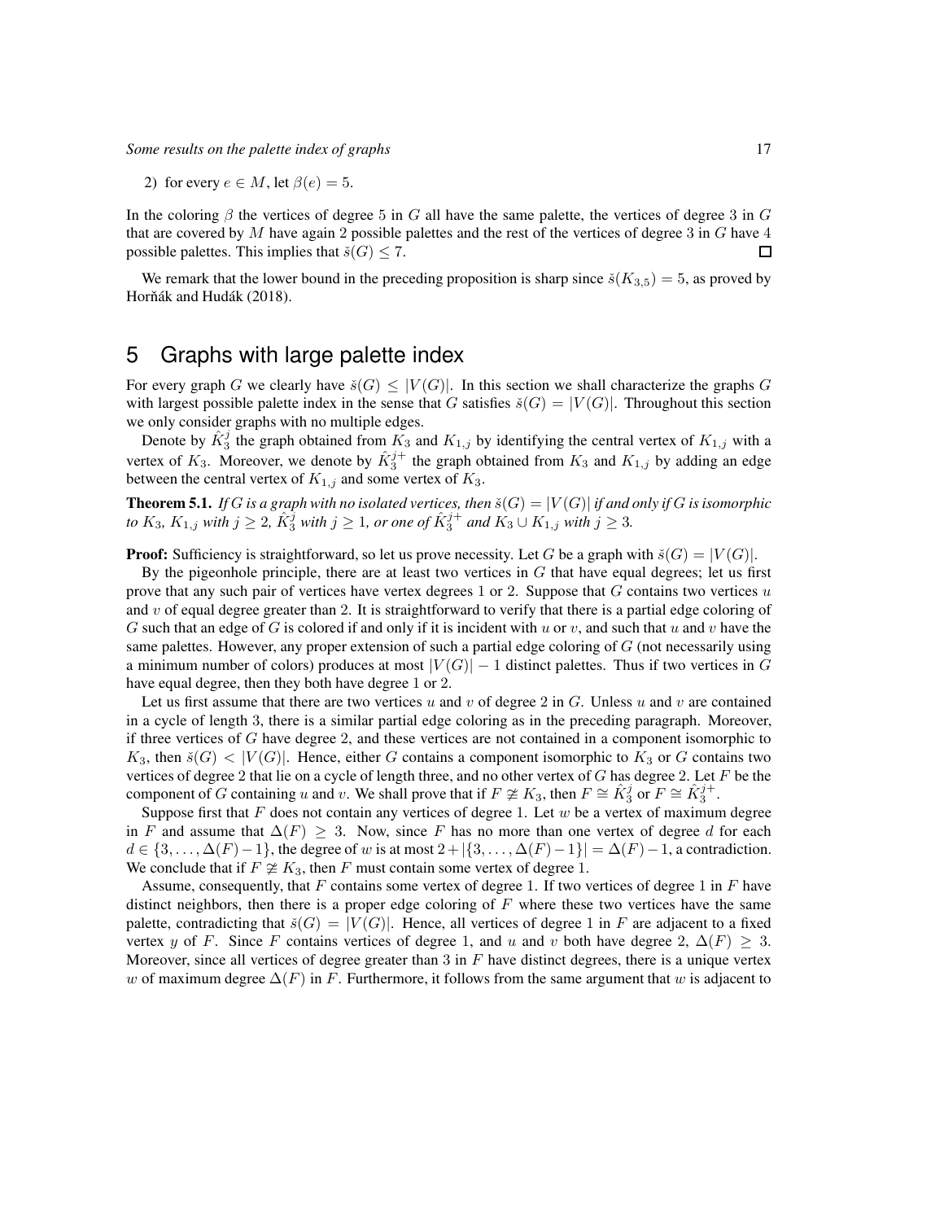2) for every $e \in M$, let $\beta(e) = 5$.

In the coloring $\beta$ the vertices of degree 5 in $G$ all have the same palette, the vertices of degree 3 in $G$ that are covered by $M$ have again 2 possible palettes and the rest of the vertices of degree 3 in $G$ have 4 possible palettes. This implies that $\check{s}(G) \leq 7$. □

We remark that the lower bound in the preceding proposition is sharp since $\check{s}(K_{3,5}) = 5$, as proved by Horňák and Hudák (2018).

# 5 Graphs with large palette index

For every graph $G$ we clearly have $\check{s}(G) \leq |V(G)|$. In this section we shall characterize the graphs $G$ with largest possible palette index in the sense that $G$ satisfies $\check{s}(G) = |V(G)|$. Throughout this section we only consider graphs with no multiple edges.

Denote by $\hat{K}_3^j$ the graph obtained from $K_3$ and $K_{1,j}$ by identifying the central vertex of $K_{1,j}$ with a vertex of $K_3$. Moreover, we denote by $\hat{K}_3^{j+}$ the graph obtained from $K_3$ and $K_{1,j}$ by adding an edge between the central vertex of $K_{1,j}$ and some vertex of $K_3$.

**Theorem 5.1.** *If $G$ is a graph with no isolated vertices, then $\check{s}(G) = |V(G)|$ if and only if $G$ is isomorphic to $K_3$, $K_{1,j}$ with $j \geq 2$, $\hat{K}_3^j$ with $j \geq 1$, or one of $\hat{K}_3^{j+}$ and $K_3 \cup K_{1,j}$ with $j \geq 3$.*

**Proof:** Sufficiency is straightforward, so let us prove necessity. Let $G$ be a graph with $\check{s}(G) = |V(G)|$.

By the pigeonhole principle, there are at least two vertices in $G$ that have equal degrees; let us first prove that any such pair of vertices have vertex degrees 1 or 2. Suppose that $G$ contains two vertices $u$ and $v$ of equal degree greater than 2. It is straightforward to verify that there is a partial edge coloring of $G$ such that an edge of $G$ is colored if and only if it is incident with $u$ or $v$, and such that $u$ and $v$ have the same palettes. However, any proper extension of such a partial edge coloring of $G$ (not necessarily using a minimum number of colors) produces at most $|V(G)| - 1$ distinct palettes. Thus if two vertices in $G$ have equal degree, then they both have degree 1 or 2.

Let us first assume that there are two vertices $u$ and $v$ of degree 2 in $G$. Unless $u$ and $v$ are contained in a cycle of length 3, there is a similar partial edge coloring as in the preceding paragraph. Moreover, if three vertices of $G$ have degree 2, and these vertices are not contained in a component isomorphic to $K_3$, then $\check{s}(G) < |V(G)|$. Hence, either $G$ contains a component isomorphic to $K_3$ or $G$ contains two vertices of degree 2 that lie on a cycle of length three, and no other vertex of $G$ has degree 2. Let $F$ be the component of $G$ containing $u$ and $v$. We shall prove that if $F \not\cong K_3$, then $F \cong \hat{K}_3^j$ or $F \cong \hat{K}_3^{j+}$.

Suppose first that $F$ does not contain any vertices of degree 1. Let $w$ be a vertex of maximum degree in $F$ and assume that $\Delta(F) \geq 3$. Now, since $F$ has no more than one vertex of degree $d$ for each $d \in \{3, \dots, \Delta(F)-1\}$, the degree of $w$ is at most $2 + |\{3, \dots, \Delta(F)-1\}| = \Delta(F)-1$, a contradiction. We conclude that if $F \not\cong K_3$, then $F$ must contain some vertex of degree 1.

Assume, consequently, that $F$ contains some vertex of degree 1. If two vertices of degree 1 in $F$ have distinct neighbors, then there is a proper edge coloring of $F$ where these two vertices have the same palette, contradicting that $\check{s}(G) = |V(G)|$. Hence, all vertices of degree 1 in $F$ are adjacent to a fixed vertex $y$ of $F$. Since $F$ contains vertices of degree 1, and $u$ and $v$ both have degree 2, $\Delta(F) \geq 3$. Moreover, since all vertices of degree greater than 3 in $F$ have distinct degrees, there is a unique vertex $w$ of maximum degree $\Delta(F)$ in $F$. Furthermore, it follows from the same argument that $w$ is adjacent to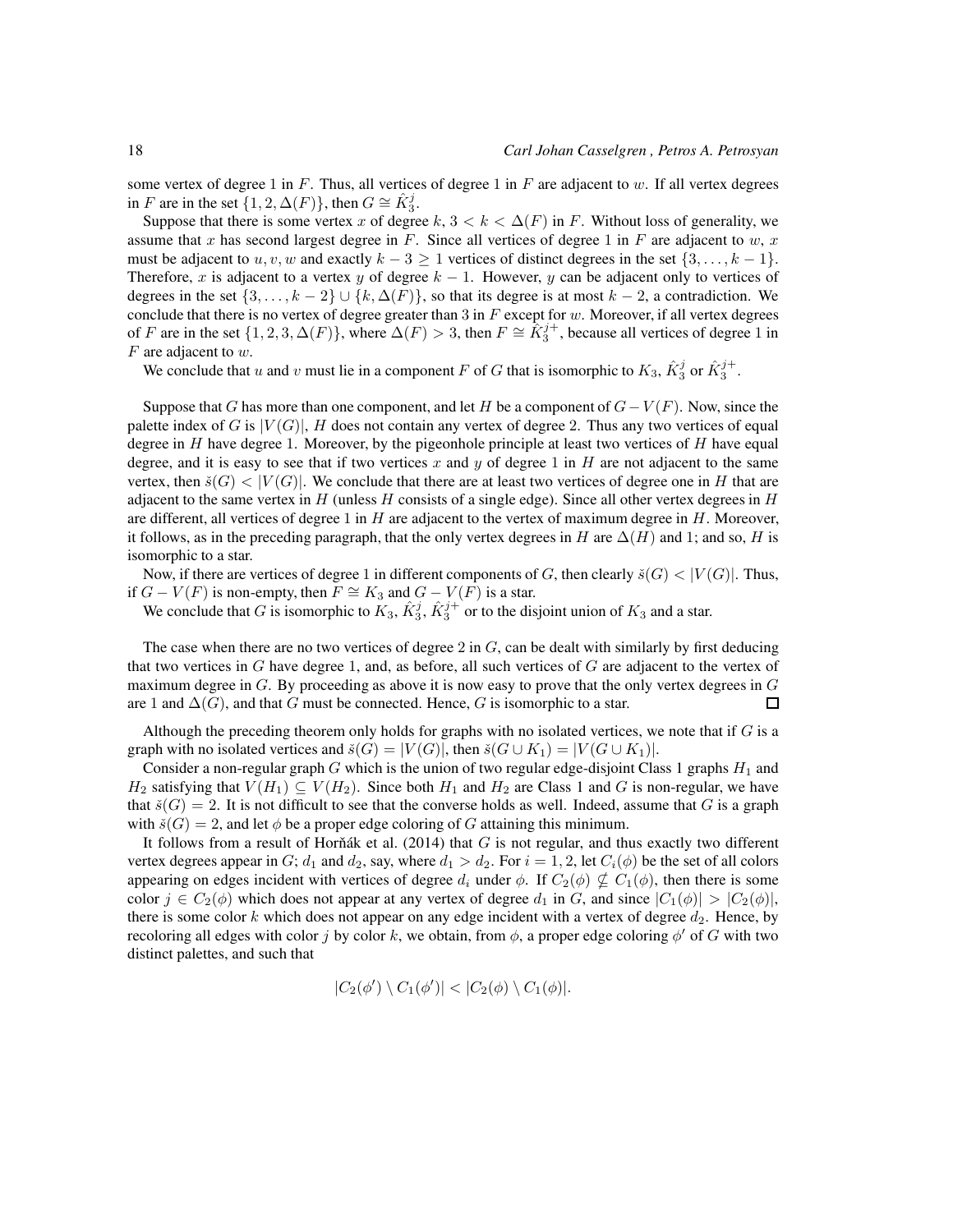some vertex of degree 1 in $F$. Thus, all vertices of degree 1 in $F$ are adjacent to $w$. If all vertex degrees in $F$ are in the set $\{1, 2, \Delta(F)\}$, then $G \cong \hat{K}_3^j$.

Suppose that there is some vertex $x$ of degree $k$, $3 < k < \Delta(F)$ in $F$. Without loss of generality, we assume that $x$ has second largest degree in $F$. Since all vertices of degree 1 in $F$ are adjacent to $w$, $x$ must be adjacent to $u, v, w$ and exactly $k - 3 \geq 1$ vertices of distinct degrees in the set $\{3, \dots, k-1\}$. Therefore, $x$ is adjacent to a vertex $y$ of degree $k - 1$. However, $y$ can be adjacent only to vertices of degrees in the set $\{3, \dots, k-2\} \cup \{k, \Delta(F)\}$, so that its degree is at most $k - 2$, a contradiction. We conclude that there is no vertex of degree greater than 3 in $F$ except for $w$. Moreover, if all vertex degrees of $F$ are in the set $\{1, 2, 3, \Delta(F)\}$, where $\Delta(F) > 3$, then $F \cong \hat{K}_3^{j+}$, because all vertices of degree 1 in $F$ are adjacent to $w$.

We conclude that $u$ and $v$ must lie in a component $F$ of $G$ that is isomorphic to $K_3$, $\hat{K}_3^j$ or $\hat{K}_3^{j+}$.

Suppose that $G$ has more than one component, and let $H$ be a component of $G - V(F)$. Now, since the palette index of $G$ is $|V(G)|$, $H$ does not contain any vertex of degree 2. Thus any two vertices of equal degree in $H$ have degree 1. Moreover, by the pigeonhole principle at least two vertices of $H$ have equal degree, and it is easy to see that if two vertices $x$ and $y$ of degree 1 in $H$ are not adjacent to the same vertex, then $\check{s}(G) < |V(G)|$. We conclude that there are at least two vertices of degree one in $H$ that are adjacent to the same vertex in $H$ (unless $H$ consists of a single edge). Since all other vertex degrees in $H$ are different, all vertices of degree 1 in $H$ are adjacent to the vertex of maximum degree in $H$. Moreover, it follows, as in the preceding paragraph, that the only vertex degrees in $H$ are $\Delta(H)$ and 1; and so, $H$ is isomorphic to a star.

Now, if there are vertices of degree 1 in different components of $G$, then clearly $\check{s}(G) < |V(G)|$. Thus, if $G - V(F)$ is non-empty, then $F \cong K_3$ and $G - V(F)$ is a star.

We conclude that $G$ is isomorphic to $K_3$, $\hat{K}_3^j$, $\hat{K}_3^{j+}$ or to the disjoint union of $K_3$ and a star.

The case when there are no two vertices of degree 2 in $G$, can be dealt with similarly by first deducing that two vertices in $G$ have degree 1, and, as before, all such vertices of $G$ are adjacent to the vertex of maximum degree in $G$. By proceeding as above it is now easy to prove that the only vertex degrees in $G$ are 1 and $\Delta(G)$, and that $G$ must be connected. Hence, $G$ is isomorphic to a star. $\square$

Although the preceding theorem only holds for graphs with no isolated vertices, we note that if $G$ is a graph with no isolated vertices and $\check{s}(G) = |V(G)|$, then $\check{s}(G \cup K_1) = |V(G \cup K_1)|$.

Consider a non-regular graph $G$ which is the union of two regular edge-disjoint Class 1 graphs $H_1$ and $H_2$ satisfying that $V(H_1) \subseteq V(H_2)$. Since both $H_1$ and $H_2$ are Class 1 and $G$ is non-regular, we have that $\check{s}(G) = 2$. It is not difficult to see that the converse holds as well. Indeed, assume that $G$ is a graph with $\check{s}(G) = 2$, and let $\phi$ be a proper edge coloring of $G$ attaining this minimum.

It follows from a result of Horňák et al. (2014) that $G$ is not regular, and thus exactly two different vertex degrees appear in $G$; $d_1$ and $d_2$, say, where $d_1 > d_2$. For $i = 1, 2$, let $C_i(\phi)$ be the set of all colors appearing on edges incident with vertices of degree $d_i$ under $\phi$. If $C_2(\phi) \not\subseteq C_1(\phi)$, then there is some color $j \in C_2(\phi)$ which does not appear at any vertex of degree $d_1$ in $G$, and since $|C_1(\phi)| > |C_2(\phi)|$, there is some color $k$ which does not appear on any edge incident with a vertex of degree $d_2$. Hence, by recoloring all edges with color $j$ by color $k$, we obtain, from $\phi$, a proper edge coloring $\phi'$ of $G$ with two distinct palettes, and such that

$$|C_2(\phi') \setminus C_1(\phi')| < |C_2(\phi) \setminus C_1(\phi)|.$$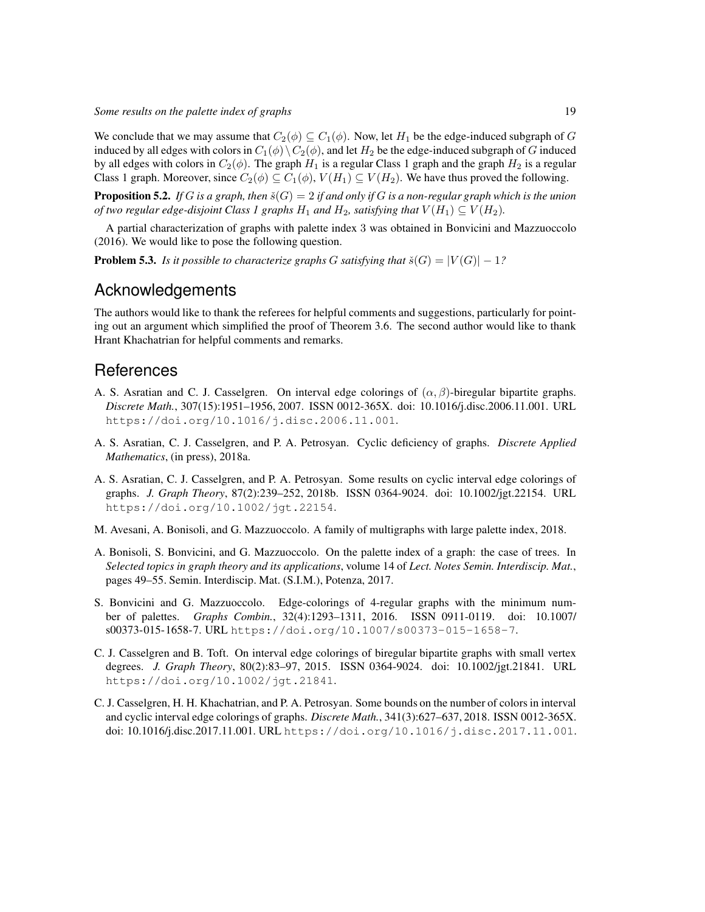We conclude that we may assume that $C_2(\phi) \subseteq C_1(\phi)$. Now, let $H_1$ be the edge-induced subgraph of $G$ induced by all edges with colors in $C_1(\phi) \setminus C_2(\phi)$, and let $H_2$ be the edge-induced subgraph of $G$ induced by all edges with colors in $C_2(\phi)$. The graph $H_1$ is a regular Class 1 graph and the graph $H_2$ is a regular Class 1 graph. Moreover, since $C_2(\phi) \subseteq C_1(\phi)$, $V(H_1) \subseteq V(H_2)$. We have thus proved the following.

**Proposition 5.2.** *If $G$ is a graph, then $\check{s}(G) = 2$ if and only if $G$ is a non-regular graph which is the union of two regular edge-disjoint Class 1 graphs $H_1$ and $H_2$, satisfying that $V(H_1) \subseteq V(H_2)$.*

A partial characterization of graphs with palette index 3 was obtained in Bonvicini and Mazzuoccolo (2016). We would like to pose the following question.

**Problem 5.3.** *Is it possible to characterize graphs $G$ satisfying that $\check{s}(G) = |V(G)| - 1$?*

## Acknowledgements

The authors would like to thank the referees for helpful comments and suggestions, particularly for pointing out an argument which simplified the proof of Theorem 3.6. The second author would like to thank Hrant Khachatrian for helpful comments and remarks.

## References

A. S. Asratian and C. J. Casselgren. On interval edge colorings of $(\alpha, \beta)$-biregular bipartite graphs. *Discrete Math.*, 307(15):1951–1956, 2007. ISSN 0012-365X. doi: 10.1016/j.disc.2006.11.001. URL https://doi.org/10.1016/j.disc.2006.11.001.

A. S. Asratian, C. J. Casselgren, and P. A. Petrosyan. Cyclic deficiency of graphs. *Discrete Applied Mathematics*, (in press), 2018a.

A. S. Asratian, C. J. Casselgren, and P. A. Petrosyan. Some results on cyclic interval edge colorings of graphs. *J. Graph Theory*, 87(2):239–252, 2018b. ISSN 0364-9024. doi: 10.1002/jgt.22154. URL https://doi.org/10.1002/jgt.22154.

M. Avesani, A. Bonisoli, and G. Mazzuoccolo. A family of multigraphs with large palette index, 2018.

A. Bonisoli, S. Bonvicini, and G. Mazzuoccolo. On the palette index of a graph: the case of trees. In *Selected topics in graph theory and its applications*, volume 14 of *Lect. Notes Semin. Interdiscip. Mat.*, pages 49–55. Semin. Interdiscip. Mat. (S.I.M.), Potenza, 2017.

S. Bonvicini and G. Mazzuoccolo. Edge-colorings of 4-regular graphs with the minimum number of palettes. *Graphs Combin.*, 32(4):1293–1311, 2016. ISSN 0911-0119. doi: 10.1007/s00373-015-1658-7. URL https://doi.org/10.1007/s00373-015-1658-7.

C. J. Casselgren and B. Toft. On interval edge colorings of biregular bipartite graphs with small vertex degrees. *J. Graph Theory*, 80(2):83–97, 2015. ISSN 0364-9024. doi: 10.1002/jgt.21841. URL https://doi.org/10.1002/jgt.21841.

C. J. Casselgren, H. H. Khachatrian, and P. A. Petrosyan. Some bounds on the number of colors in interval and cyclic interval edge colorings of graphs. *Discrete Math.*, 341(3):627–637, 2018. ISSN 0012-365X. doi: 10.1016/j.disc.2017.11.001. URL https://doi.org/10.1016/j.disc.2017.11.001.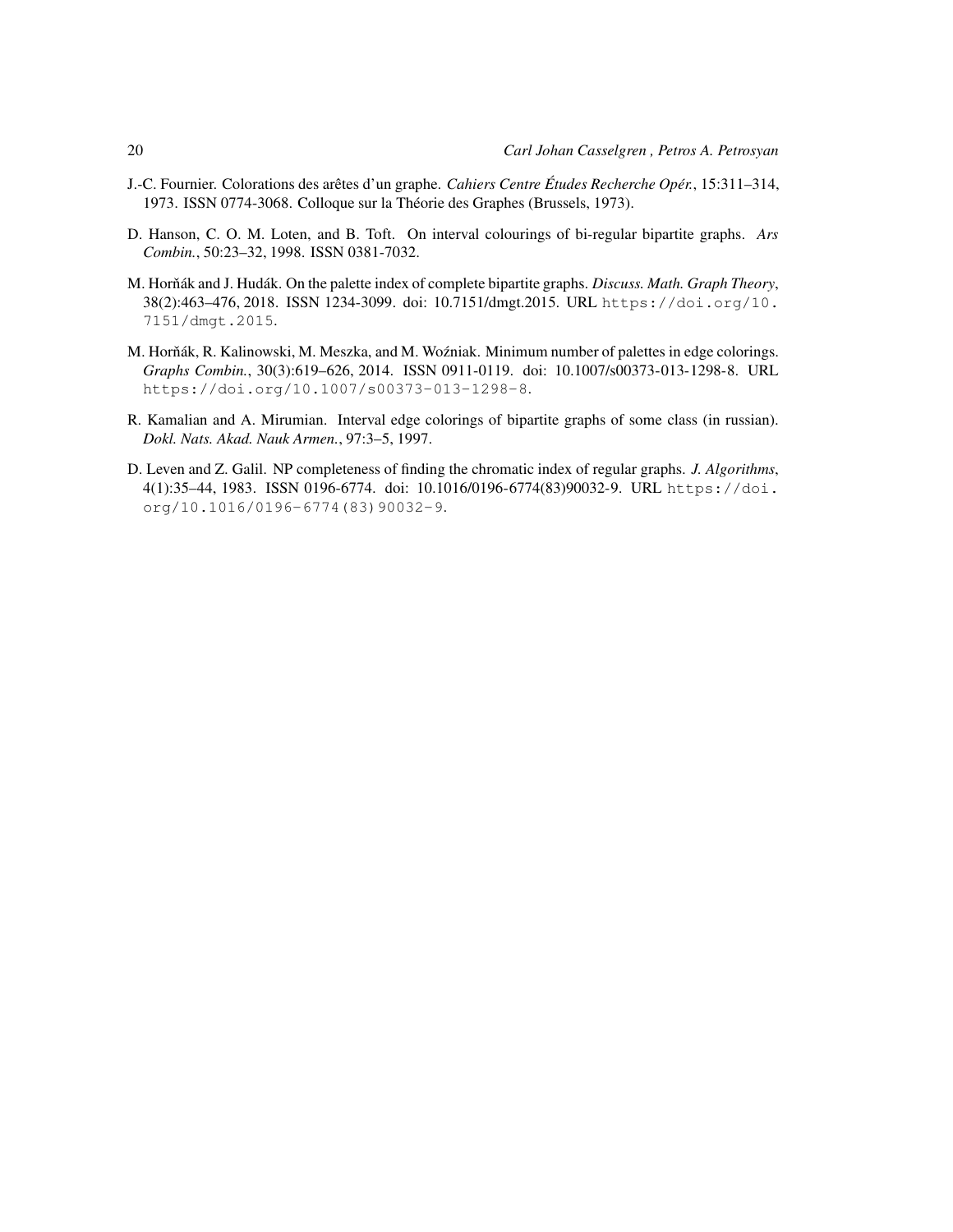J.-C. Fournier. Colorations des arêtes d'un graphe. *Cahiers Centre Études Recherche Opér.*, 15:311–314, 1973. ISSN 0774-3068. Colloque sur la Théorie des Graphes (Brussels, 1973).

D. Hanson, C. O. M. Loten, and B. Toft. On interval colourings of bi-regular bipartite graphs. *Ars Combin.*, 50:23–32, 1998. ISSN 0381-7032.

M. Horňák and J. Hudák. On the palette index of complete bipartite graphs. *Discuss. Math. Graph Theory*, 38(2):463–476, 2018. ISSN 1234-3099. doi: 10.7151/dmgt.2015. URL `https://doi.org/10.7151/dmgt.2015`.

M. Horňák, R. Kalinowski, M. Meszka, and M. Woźniak. Minimum number of palettes in edge colorings. *Graphs Combin.*, 30(3):619–626, 2014. ISSN 0911-0119. doi: 10.1007/s00373-013-1298-8. URL `https://doi.org/10.1007/s00373-013-1298-8`.

R. Kamalian and A. Mirumian. Interval edge colorings of bipartite graphs of some class (in russian). *Dokl. Nats. Akad. Nauk Armen.*, 97:3–5, 1997.

D. Leven and Z. Galil. NP completeness of finding the chromatic index of regular graphs. *J. Algorithms*, 4(1):35–44, 1983. ISSN 0196-6774. doi: 10.1016/0196-6774(83)90032-9. URL `https://doi.org/10.1016/0196-6774(83)90032-9`.